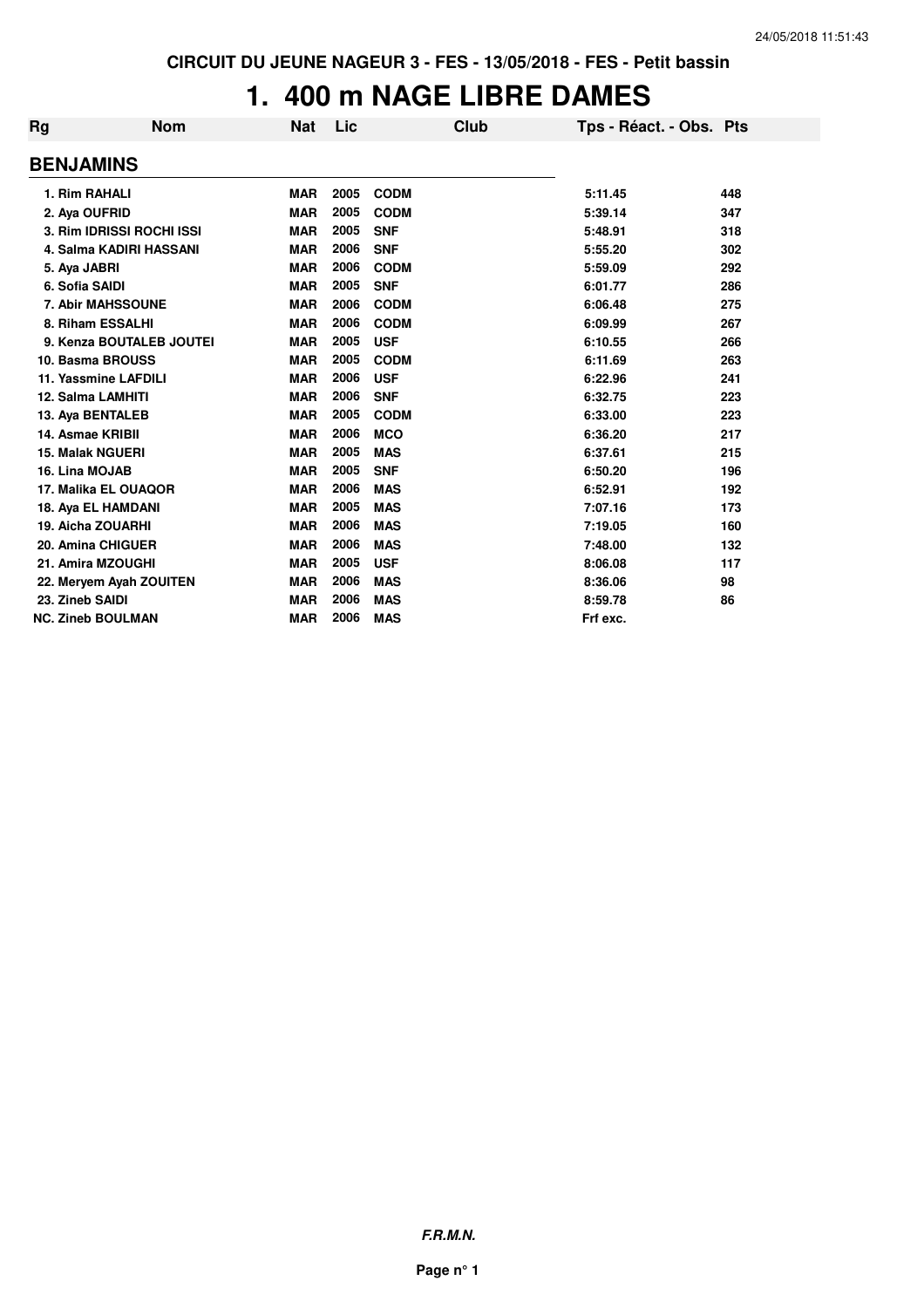**CIRCUIT DU JEUNE NAGEUR 3 - FES - 13/05/2018 - FES - Petit bassin**

# 1. 400 m NAGE LIBRE DAMES

| Rg | Nom | Nat | Lic | Club | Tps - Réact. - Obs. | Pts |
|---|---|---|---|---|---|---|
| **BENJAMINS** | | | | | | |
| 1. | Rim RAHALI | MAR | 2005 | CODM | 5:11.45 | 448 |
| 2. | Aya OUFRID | MAR | 2005 | CODM | 5:39.14 | 347 |
| 3. | Rim IDRISSI ROCHI ISSI | MAR | 2005 | SNF | 5:48.91 | 318 |
| 4. | Salma KADIRI HASSANI | MAR | 2006 | SNF | 5:55.20 | 302 |
| 5. | Aya JABRI | MAR | 2006 | CODM | 5:59.09 | 292 |
| 6. | Sofia SAIDI | MAR | 2005 | SNF | 6:01.77 | 286 |
| 7. | Abir MAHSSOUNE | MAR | 2006 | CODM | 6:06.48 | 275 |
| 8. | Riham ESSALHI | MAR | 2006 | CODM | 6:09.99 | 267 |
| 9. | Kenza BOUTALEB JOUTEI | MAR | 2005 | USF | 6:10.55 | 266 |
| 10. | Basma BROUSS | MAR | 2005 | CODM | 6:11.69 | 263 |
| 11. | Yassmine LAFDILI | MAR | 2006 | USF | 6:22.96 | 241 |
| 12. | Salma LAMHITI | MAR | 2006 | SNF | 6:32.75 | 223 |
| 13. | Aya BENTALEB | MAR | 2005 | CODM | 6:33.00 | 223 |
| 14. | Asmae KRIBII | MAR | 2006 | MCO | 6:36.20 | 217 |
| 15. | Malak NGUERI | MAR | 2005 | MAS | 6:37.61 | 215 |
| 16. | Lina MOJAB | MAR | 2005 | SNF | 6:50.20 | 196 |
| 17. | Malika EL OUAQOR | MAR | 2006 | MAS | 6:52.91 | 192 |
| 18. | Aya EL HAMDANI | MAR | 2005 | MAS | 7:07.16 | 173 |
| 19. | Aicha ZOUARHI | MAR | 2006 | MAS | 7:19.05 | 160 |
| 20. | Amina CHIGUER | MAR | 2006 | MAS | 7:48.00 | 132 |
| 21. | Amira MZOUGHI | MAR | 2005 | USF | 8:06.08 | 117 |
| 22. | Meryem Ayah ZOUITEN | MAR | 2006 | MAS | 8:36.06 | 98 |
| 23. | Zineb SAIDI | MAR | 2006 | MAS | 8:59.78 | 86 |
| NC. | Zineb BOULMAN | MAR | 2006 | MAS | Frf exc. | |

***F.R.M.N.***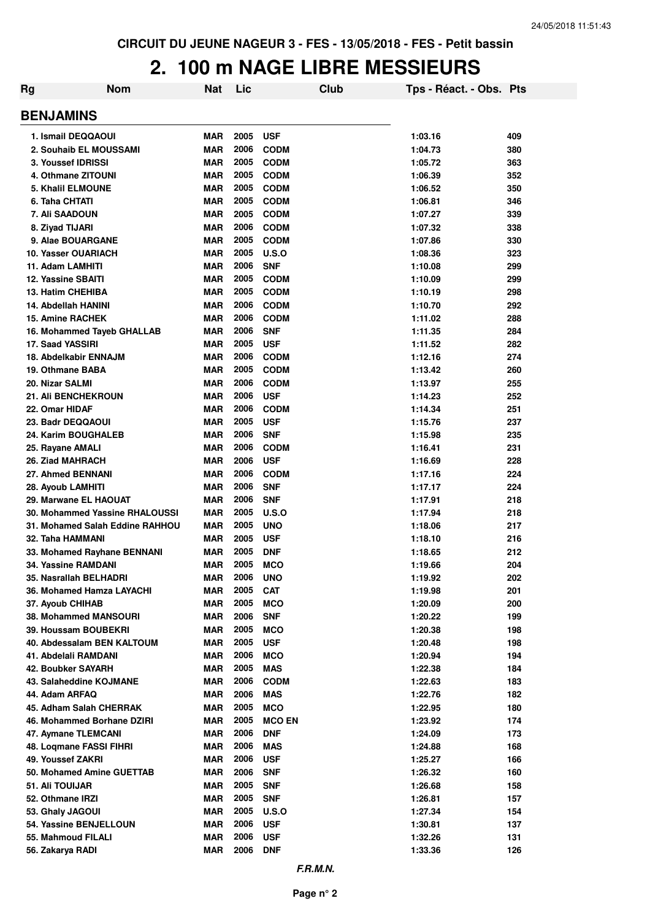CIRCUIT DU JEUNE NAGEUR 3 - FES - 13/05/2018 - FES - Petit bassin

# 2. 100 m NAGE LIBRE MESSIEURS

| Rg | Nom | Nat | Lic | Club | Tps - Réact. - Obs. | Pts |
|---|---|---|---|---|---|---|

## BENJAMINS

| Rg | Nom | Nat | Lic | Club | Tps - Réact. - Obs. | Pts |
|---|---|---|---|---|---|---|
| 1. | Ismail DEQQAOUI | MAR | 2005 | USF | 1:03.16 | 409 |
| 2. | Souhaib EL MOUSSAMI | MAR | 2006 | CODM | 1:04.73 | 380 |
| 3. | Youssef IDRISSI | MAR | 2005 | CODM | 1:05.72 | 363 |
| 4. | Othmane ZITOUNI | MAR | 2005 | CODM | 1:06.39 | 352 |
| 5. | Khalil ELMOUNE | MAR | 2005 | CODM | 1:06.52 | 350 |
| 6. | Taha CHTATI | MAR | 2005 | CODM | 1:06.81 | 346 |
| 7. | Ali SAADOUN | MAR | 2005 | CODM | 1:07.27 | 339 |
| 8. | Ziyad TIJARI | MAR | 2006 | CODM | 1:07.32 | 338 |
| 9. | Alae BOUARGANE | MAR | 2005 | CODM | 1:07.86 | 330 |
| 10. | Yasser OUARIACH | MAR | 2005 | U.S.O | 1:08.36 | 323 |
| 11. | Adam LAMHITI | MAR | 2006 | SNF | 1:10.08 | 299 |
| 12. | Yassine SBAITI | MAR | 2005 | CODM | 1:10.09 | 299 |
| 13. | Hatim CHEHIBA | MAR | 2005 | CODM | 1:10.19 | 298 |
| 14. | Abdellah HANINI | MAR | 2006 | CODM | 1:10.70 | 292 |
| 15. | Amine RACHEK | MAR | 2006 | CODM | 1:11.02 | 288 |
| 16. | Mohammed Tayeb GHALLAB | MAR | 2006 | SNF | 1:11.35 | 284 |
| 17. | Saad YASSIRI | MAR | 2005 | USF | 1:11.52 | 282 |
| 18. | Abdelkabir ENNAJM | MAR | 2006 | CODM | 1:12.16 | 274 |
| 19. | Othmane BABA | MAR | 2005 | CODM | 1:13.42 | 260 |
| 20. | Nizar SALMI | MAR | 2006 | CODM | 1:13.97 | 255 |
| 21. | Ali BENCHEKROUN | MAR | 2006 | USF | 1:14.23 | 252 |
| 22. | Omar HIDAF | MAR | 2006 | CODM | 1:14.34 | 251 |
| 23. | Badr DEQQAOUI | MAR | 2005 | USF | 1:15.76 | 237 |
| 24. | Karim BOUGHALEB | MAR | 2006 | SNF | 1:15.98 | 235 |
| 25. | Rayane AMALI | MAR | 2006 | CODM | 1:16.41 | 231 |
| 26. | Ziad MAHRACH | MAR | 2006 | USF | 1:16.69 | 228 |
| 27. | Ahmed BENNANI | MAR | 2006 | CODM | 1:17.16 | 224 |
| 28. | Ayoub LAMHITI | MAR | 2006 | SNF | 1:17.17 | 224 |
| 29. | Marwane EL HAOUAT | MAR | 2006 | SNF | 1:17.91 | 218 |
| 30. | Mohammed Yassine RHALOUSSI | MAR | 2005 | U.S.O | 1:17.94 | 218 |
| 31. | Mohamed Salah Eddine RAHHOU | MAR | 2005 | UNO | 1:18.06 | 217 |
| 32. | Taha HAMMANI | MAR | 2005 | USF | 1:18.10 | 216 |
| 33. | Mohamed Rayhane BENNANI | MAR | 2005 | DNF | 1:18.65 | 212 |
| 34. | Yassine RAMDANI | MAR | 2005 | MCO | 1:19.66 | 204 |
| 35. | Nasrallah BELHADRI | MAR | 2006 | UNO | 1:19.92 | 202 |
| 36. | Mohamed Hamza LAYACHI | MAR | 2005 | CAT | 1:19.98 | 201 |
| 37. | Ayoub CHIHAB | MAR | 2005 | MCO | 1:20.09 | 200 |
| 38. | Mohammed MANSOURI | MAR | 2006 | SNF | 1:20.22 | 199 |
| 39. | Houssam BOUBEKRI | MAR | 2005 | MCO | 1:20.38 | 198 |
| 40. | Abdessalam BEN KALTOUM | MAR | 2005 | USF | 1:20.48 | 198 |
| 41. | Abdelali RAMDANI | MAR | 2006 | MCO | 1:20.94 | 194 |
| 42. | Boubker SAYARH | MAR | 2005 | MAS | 1:22.38 | 184 |
| 43. | Salaheddine KOJMANE | MAR | 2006 | CODM | 1:22.63 | 183 |
| 44. | Adam ARFAQ | MAR | 2006 | MAS | 1:22.76 | 182 |
| 45. | Adham Salah CHERRAK | MAR | 2005 | MCO | 1:22.95 | 180 |
| 46. | Mohammed Borhane DZIRI | MAR | 2005 | MCO EN | 1:23.92 | 174 |
| 47. | Aymane TLEMCANI | MAR | 2006 | DNF | 1:24.09 | 173 |
| 48. | Loqmane FASSI FIHRI | MAR | 2006 | MAS | 1:24.88 | 168 |
| 49. | Youssef ZAKRI | MAR | 2006 | USF | 1:25.27 | 166 |
| 50. | Mohamed Amine GUETTAB | MAR | 2006 | SNF | 1:26.32 | 160 |
| 51. | Ali TOUIJAR | MAR | 2005 | SNF | 1:26.68 | 158 |
| 52. | Othmane IRZI | MAR | 2005 | SNF | 1:26.81 | 157 |
| 53. | Ghaly JAGOUI | MAR | 2005 | U.S.O | 1:27.34 | 154 |
| 54. | Yassine BENJELLOUN | MAR | 2006 | USF | 1:30.81 | 137 |
| 55. | Mahmoud FILALI | MAR | 2006 | USF | 1:32.26 | 131 |
| 56. | Zakarya RADI | MAR | 2006 | DNF | 1:33.36 | 126 |

*F.R.M.N.*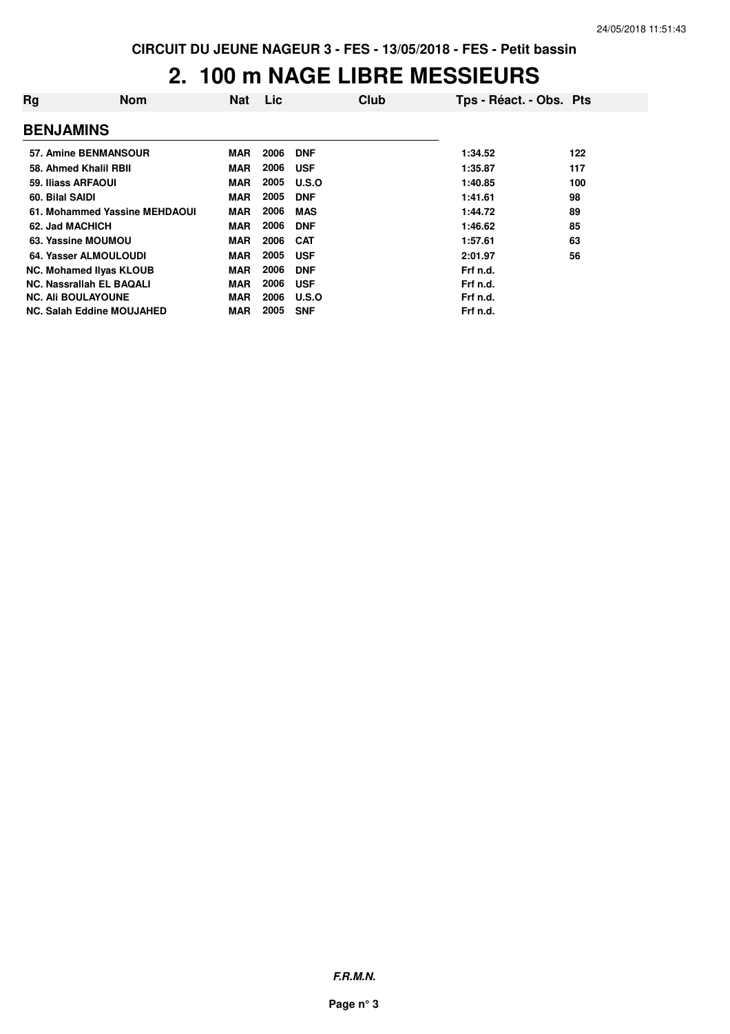# 2. 100 m NAGE LIBRE MESSIEURS

| Rg | Nom | Nat | Lic | Club | Tps - Réact. - Obs. | Pts |
|---|---|---|---|---|---|---|
| **BENJAMINS** | | | | | | |
| 57. | Amine BENMANSOUR | MAR | 2006 | DNF | 1:34.52 | 122 |
| 58. | Ahmed Khalil RBII | MAR | 2006 | USF | 1:35.87 | 117 |
| 59. | Iliass ARFAOUI | MAR | 2005 | U.S.O | 1:40.85 | 100 |
| 60. | Bilal SAIDI | MAR | 2005 | DNF | 1:41.61 | 98 |
| 61. | Mohammed Yassine MEHDAOUI | MAR | 2006 | MAS | 1:44.72 | 89 |
| 62. | Jad MACHICH | MAR | 2006 | DNF | 1:46.62 | 85 |
| 63. | Yassine MOUMOU | MAR | 2006 | CAT | 1:57.61 | 63 |
| 64. | Yasser ALMOULOUDI | MAR | 2005 | USF | 2:01.97 | 56 |
| NC. | Mohamed Ilyas KLOUB | MAR | 2006 | DNF | Frf n.d. | |
| NC. | Nassrallah EL BAQALI | MAR | 2006 | USF | Frf n.d. | |
| NC. | Ali BOULAYOUNE | MAR | 2006 | U.S.O | Frf n.d. | |
| NC. | Salah Eddine MOUJAHED | MAR | 2005 | SNF | Frf n.d. | |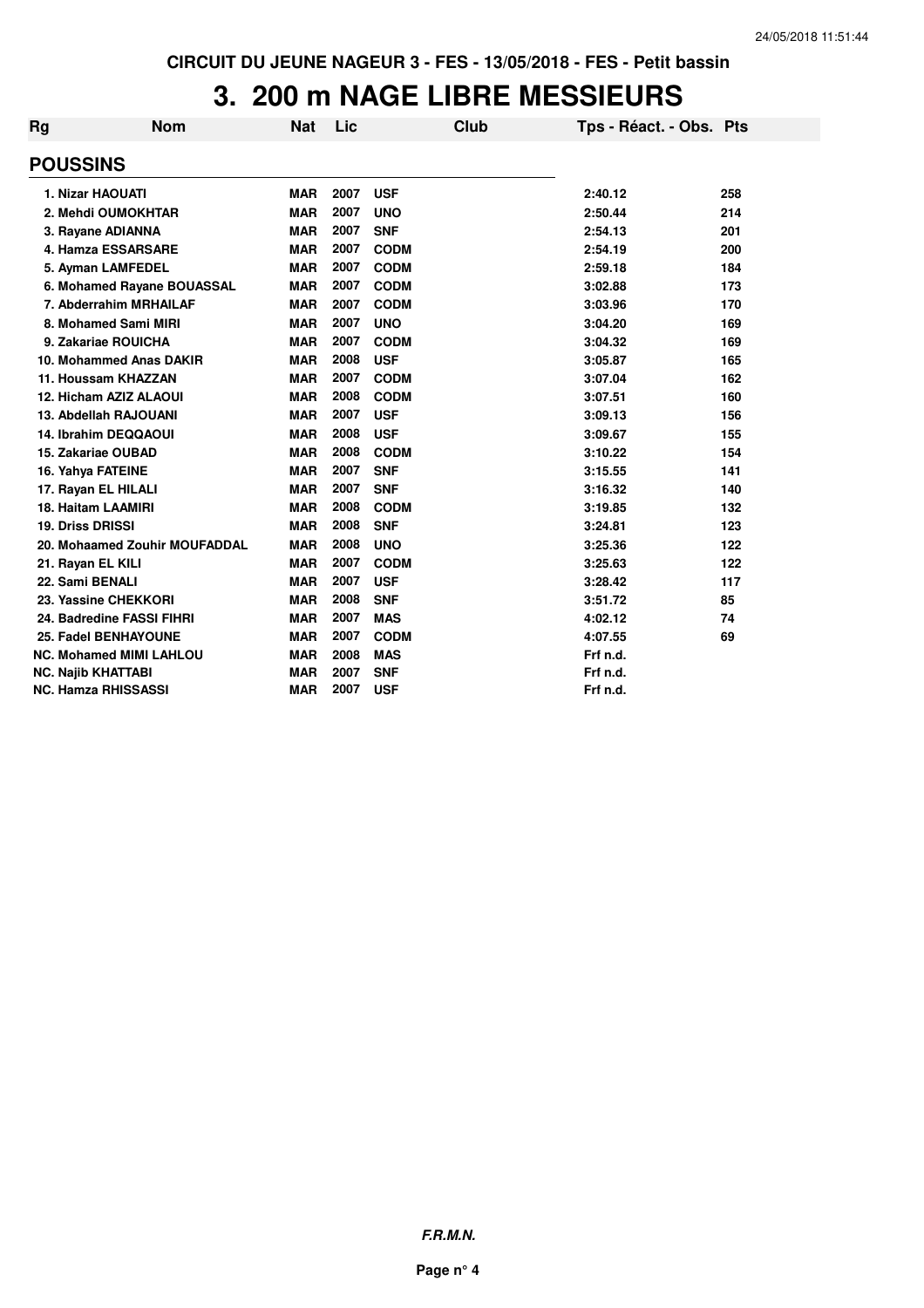CIRCUIT DU JEUNE NAGEUR 3 - FES - 13/05/2018 - FES - Petit bassin

# 3. 200 m NAGE LIBRE MESSIEURS

| Rg | Nom | Nat | Lic | Club | Tps - Réact. - Obs. | Pts |
|---|---|---|---|---|---|---|
| **POUSSINS** | | | | | | |
| 1. | Nizar HAOUATI | MAR | 2007 | USF | 2:40.12 | 258 |
| 2. | Mehdi OUMOKHTAR | MAR | 2007 | UNO | 2:50.44 | 214 |
| 3. | Rayane ADIANNA | MAR | 2007 | SNF | 2:54.13 | 201 |
| 4. | Hamza ESSARSARE | MAR | 2007 | CODM | 2:54.19 | 200 |
| 5. | Ayman LAMFEDEL | MAR | 2007 | CODM | 2:59.18 | 184 |
| 6. | Mohamed Rayane BOUASSAL | MAR | 2007 | CODM | 3:02.88 | 173 |
| 7. | Abderrahim MRHAILAF | MAR | 2007 | CODM | 3:03.96 | 170 |
| 8. | Mohamed Sami MIRI | MAR | 2007 | UNO | 3:04.20 | 169 |
| 9. | Zakariae ROUICHA | MAR | 2007 | CODM | 3:04.32 | 169 |
| 10. | Mohammed Anas DAKIR | MAR | 2008 | USF | 3:05.87 | 165 |
| 11. | Houssam KHAZZAN | MAR | 2007 | CODM | 3:07.04 | 162 |
| 12. | Hicham AZIZ ALAOUI | MAR | 2008 | CODM | 3:07.51 | 160 |
| 13. | Abdellah RAJOUANI | MAR | 2007 | USF | 3:09.13 | 156 |
| 14. | Ibrahim DEQQAOUI | MAR | 2008 | USF | 3:09.67 | 155 |
| 15. | Zakariae OUBAD | MAR | 2008 | CODM | 3:10.22 | 154 |
| 16. | Yahya FATEINE | MAR | 2007 | SNF | 3:15.55 | 141 |
| 17. | Rayan EL HILALI | MAR | 2007 | SNF | 3:16.32 | 140 |
| 18. | Haitam LAAMIRI | MAR | 2008 | CODM | 3:19.85 | 132 |
| 19. | Driss DRISSI | MAR | 2008 | SNF | 3:24.81 | 123 |
| 20. | Mohaamed Zouhir MOUFADDAL | MAR | 2008 | UNO | 3:25.36 | 122 |
| 21. | Rayan EL KILI | MAR | 2007 | CODM | 3:25.63 | 122 |
| 22. | Sami BENALI | MAR | 2007 | USF | 3:28.42 | 117 |
| 23. | Yassine CHEKKORI | MAR | 2008 | SNF | 3:51.72 | 85 |
| 24. | Badredine FASSI FIHRI | MAR | 2007 | MAS | 4:02.12 | 74 |
| 25. | Fadel BENHAYOUNE | MAR | 2007 | CODM | 4:07.55 | 69 |
| NC. | Mohamed MIMI LAHLOU | MAR | 2008 | MAS | Frf n.d. | |
| NC. | Najib KHATTABI | MAR | 2007 | SNF | Frf n.d. | |
| NC. | Hamza RHISSASSI | MAR | 2007 | USF | Frf n.d. | |

***F.R.M.N.***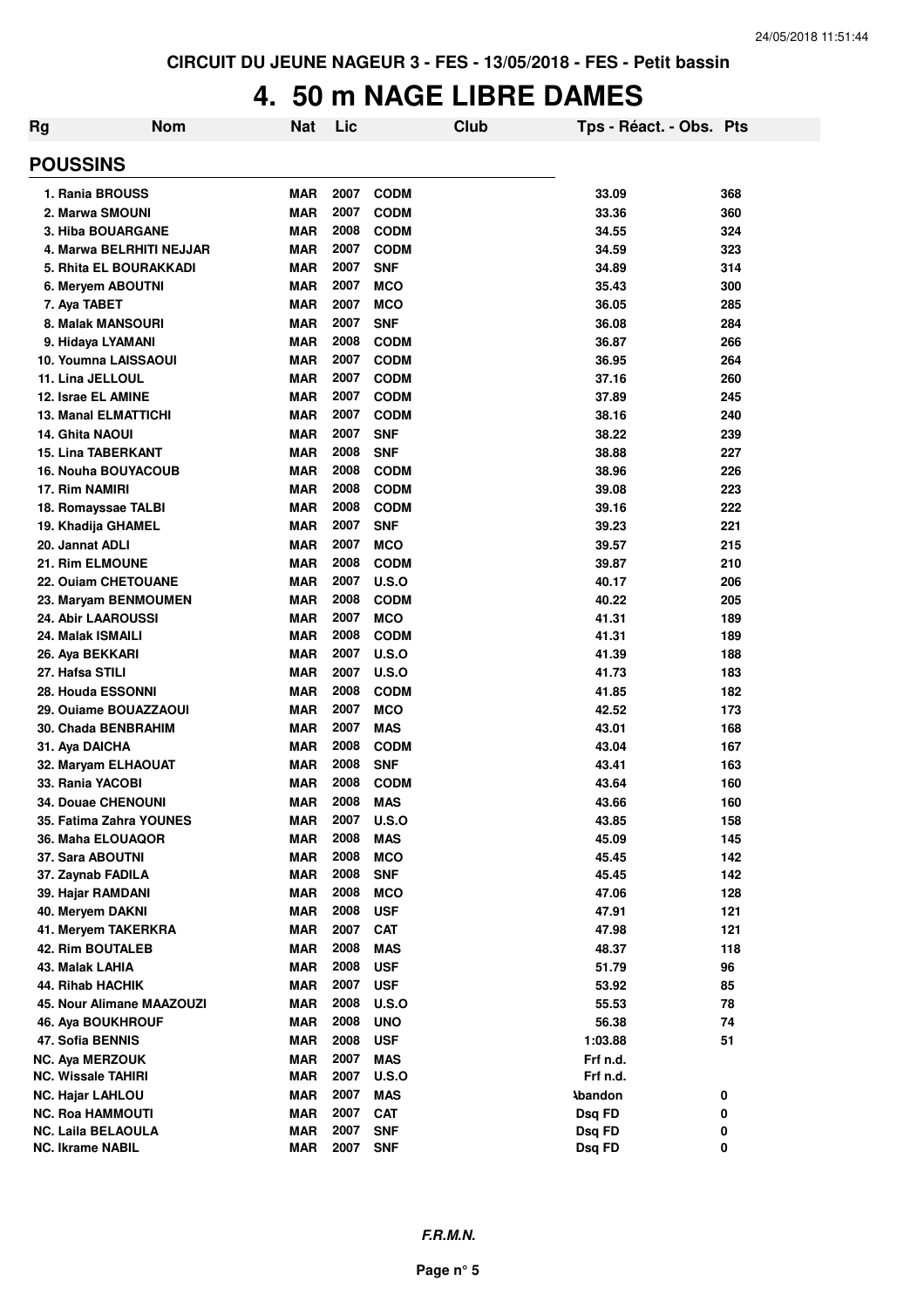CIRCUIT DU JEUNE NAGEUR 3 - FES - 13/05/2018 - FES - Petit bassin

# 4. 50 m NAGE LIBRE DAMES

| Rg | Nom | Nat | Lic | Club | Tps - Réact. - Obs. | Pts |
|---|---|---|---|---|---|---|

## POUSSINS

| Rg | Nom | Nat | Lic | Club | Tps - Réact. - Obs. | Pts |
|---|---|---|---|---|---|---|
| 1. | Rania BROUSS | MAR | 2007 | CODM | 33.09 | 368 |
| 2. | Marwa SMOUNI | MAR | 2007 | CODM | 33.36 | 360 |
| 3. | Hiba BOUARGANE | MAR | 2008 | CODM | 34.55 | 324 |
| 4. | Marwa BELRHITI NEJJAR | MAR | 2007 | CODM | 34.59 | 323 |
| 5. | Rhita EL BOURAKKADI | MAR | 2007 | SNF | 34.89 | 314 |
| 6. | Meryem ABOUTNI | MAR | 2007 | MCO | 35.43 | 300 |
| 7. | Aya TABET | MAR | 2007 | MCO | 36.05 | 285 |
| 8. | Malak MANSOURI | MAR | 2007 | SNF | 36.08 | 284 |
| 9. | Hidaya LYAMANI | MAR | 2008 | CODM | 36.87 | 266 |
| 10. | Youmna LAISSAOUI | MAR | 2007 | CODM | 36.95 | 264 |
| 11. | Lina JELLOUL | MAR | 2007 | CODM | 37.16 | 260 |
| 12. | Israe EL AMINE | MAR | 2007 | CODM | 37.89 | 245 |
| 13. | Manal ELMATTICHI | MAR | 2007 | CODM | 38.16 | 240 |
| 14. | Ghita NAOUI | MAR | 2007 | SNF | 38.22 | 239 |
| 15. | Lina TABERKANT | MAR | 2008 | SNF | 38.88 | 227 |
| 16. | Nouha BOUYACOUB | MAR | 2008 | CODM | 38.96 | 226 |
| 17. | Rim NAMIRI | MAR | 2008 | CODM | 39.08 | 223 |
| 18. | Romayssae TALBI | MAR | 2008 | CODM | 39.16 | 222 |
| 19. | Khadija GHAMEL | MAR | 2007 | SNF | 39.23 | 221 |
| 20. | Jannat ADLI | MAR | 2007 | MCO | 39.57 | 215 |
| 21. | Rim ELMOUNE | MAR | 2008 | CODM | 39.87 | 210 |
| 22. | Ouiam CHETOUANE | MAR | 2007 | U.S.O | 40.17 | 206 |
| 23. | Maryam BENMOUMEN | MAR | 2008 | CODM | 40.22 | 205 |
| 24. | Abir LAAROUSSI | MAR | 2007 | MCO | 41.31 | 189 |
| 24. | Malak ISMAILI | MAR | 2008 | CODM | 41.31 | 189 |
| 26. | Aya BEKKARI | MAR | 2007 | U.S.O | 41.39 | 188 |
| 27. | Hafsa STILI | MAR | 2007 | U.S.O | 41.73 | 183 |
| 28. | Houda ESSONNI | MAR | 2008 | CODM | 41.85 | 182 |
| 29. | Ouiame BOUAZZAOUI | MAR | 2007 | MCO | 42.52 | 173 |
| 30. | Chada BENBRAHIM | MAR | 2007 | MAS | 43.01 | 168 |
| 31. | Aya DAICHA | MAR | 2008 | CODM | 43.04 | 167 |
| 32. | Maryam ELHAOUAT | MAR | 2008 | SNF | 43.41 | 163 |
| 33. | Rania YACOBI | MAR | 2008 | CODM | 43.64 | 160 |
| 34. | Douae CHENOUNI | MAR | 2008 | MAS | 43.66 | 160 |
| 35. | Fatima Zahra YOUNES | MAR | 2007 | U.S.O | 43.85 | 158 |
| 36. | Maha ELOUAQOR | MAR | 2008 | MAS | 45.09 | 145 |
| 37. | Sara ABOUTNI | MAR | 2008 | MCO | 45.45 | 142 |
| 37. | Zaynab FADILA | MAR | 2008 | SNF | 45.45 | 142 |
| 39. | Hajar RAMDANI | MAR | 2008 | MCO | 47.06 | 128 |
| 40. | Meryem DAKNI | MAR | 2008 | USF | 47.91 | 121 |
| 41. | Meryem TAKERKRA | MAR | 2007 | CAT | 47.98 | 121 |
| 42. | Rim BOUTALEB | MAR | 2008 | MAS | 48.37 | 118 |
| 43. | Malak LAHIA | MAR | 2008 | USF | 51.79 | 96 |
| 44. | Rihab HACHIK | MAR | 2007 | USF | 53.92 | 85 |
| 45. | Nour Alimane MAAZOUZI | MAR | 2008 | U.S.O | 55.53 | 78 |
| 46. | Aya BOUKHROUF | MAR | 2008 | UNO | 56.38 | 74 |
| 47. | Sofia BENNIS | MAR | 2008 | USF | 1:03.88 | 51 |
| NC. | Aya MERZOUK | MAR | 2007 | MAS | Frf n.d. | |
| NC. | Wissale TAHIRI | MAR | 2007 | U.S.O | Frf n.d. | |
| NC. | Hajar LAHLOU | MAR | 2007 | MAS | Abandon | 0 |
| NC. | Roa HAMMOUTI | MAR | 2007 | CAT | Dsq FD | 0 |
| NC. | Laila BELAOULA | MAR | 2007 | SNF | Dsq FD | 0 |
| NC. | Ikrame NABIL | MAR | 2007 | SNF | Dsq FD | 0 |

*F.R.M.N.*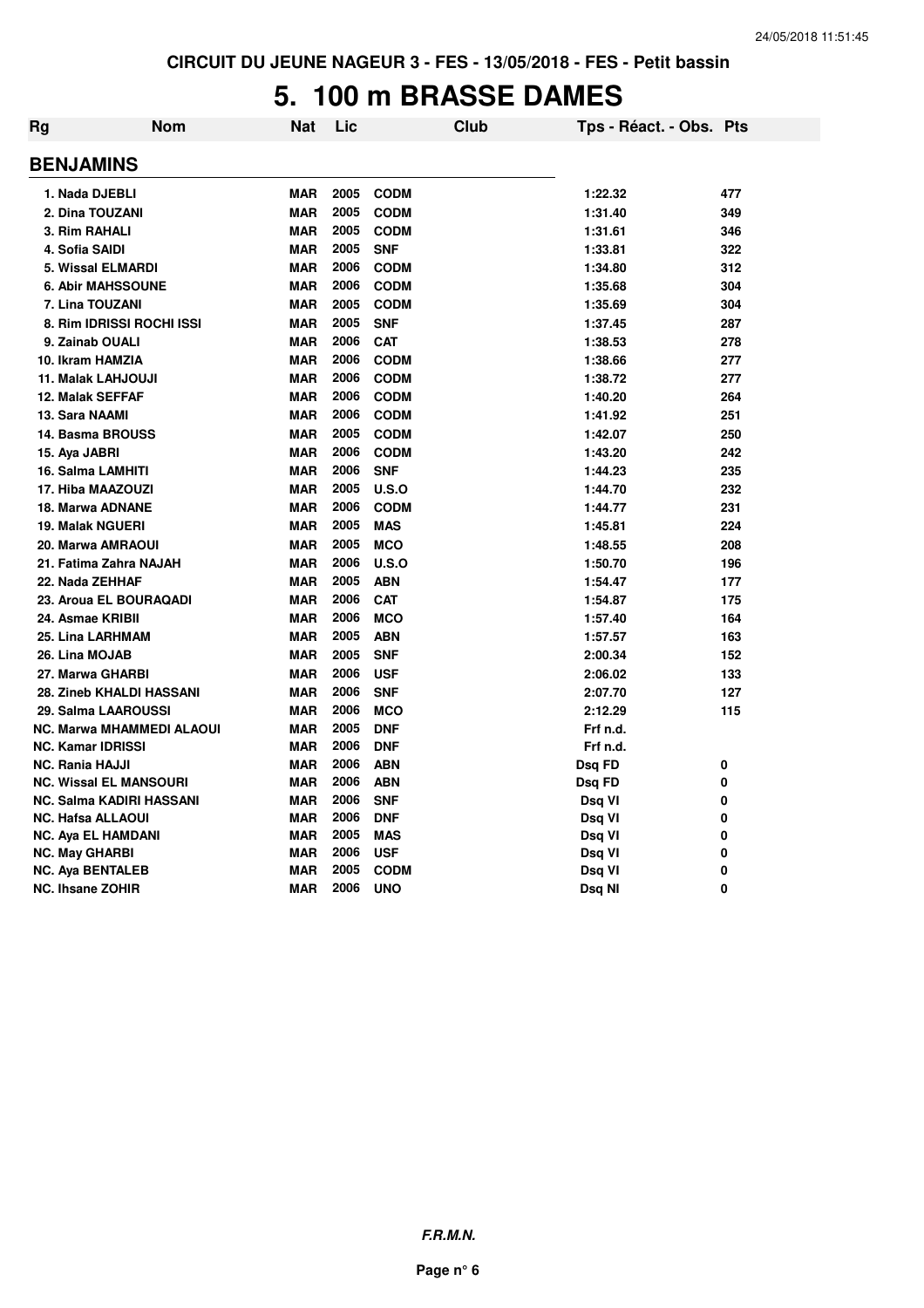CIRCUIT DU JEUNE NAGEUR 3 - FES - 13/05/2018 - FES - Petit bassin

# 5. 100 m BRASSE DAMES

| Rg | Nom | Nat | Lic | Club | Tps - Réact. - Obs. | Pts |
|---|---|---|---|---|---|---|
| **BENJAMINS** | | | | | | |
| 1. | Nada DJEBLI | MAR | 2005 | CODM | 1:22.32 | 477 |
| 2. | Dina TOUZANI | MAR | 2005 | CODM | 1:31.40 | 349 |
| 3. | Rim RAHALI | MAR | 2005 | CODM | 1:31.61 | 346 |
| 4. | Sofia SAIDI | MAR | 2005 | SNF | 1:33.81 | 322 |
| 5. | Wissal ELMARDI | MAR | 2006 | CODM | 1:34.80 | 312 |
| 6. | Abir MAHSSOUNE | MAR | 2006 | CODM | 1:35.68 | 304 |
| 7. | Lina TOUZANI | MAR | 2005 | CODM | 1:35.69 | 304 |
| 8. | Rim IDRISSI ROCHI ISSI | MAR | 2005 | SNF | 1:37.45 | 287 |
| 9. | Zainab OUALI | MAR | 2006 | CAT | 1:38.53 | 278 |
| 10. | Ikram HAMZIA | MAR | 2006 | CODM | 1:38.66 | 277 |
| 11. | Malak LAHJOUJI | MAR | 2006 | CODM | 1:38.72 | 277 |
| 12. | Malak SEFFAF | MAR | 2006 | CODM | 1:40.20 | 264 |
| 13. | Sara NAAMI | MAR | 2006 | CODM | 1:41.92 | 251 |
| 14. | Basma BROUSS | MAR | 2005 | CODM | 1:42.07 | 250 |
| 15. | Aya JABRI | MAR | 2006 | CODM | 1:43.20 | 242 |
| 16. | Salma LAMHITI | MAR | 2006 | SNF | 1:44.23 | 235 |
| 17. | Hiba MAAZOUZI | MAR | 2005 | U.S.O | 1:44.70 | 232 |
| 18. | Marwa ADNANE | MAR | 2006 | CODM | 1:44.77 | 231 |
| 19. | Malak NGUERI | MAR | 2005 | MAS | 1:45.81 | 224 |
| 20. | Marwa AMRAOUI | MAR | 2005 | MCO | 1:48.55 | 208 |
| 21. | Fatima Zahra NAJAH | MAR | 2006 | U.S.O | 1:50.70 | 196 |
| 22. | Nada ZEHHAF | MAR | 2005 | ABN | 1:54.47 | 177 |
| 23. | Aroua EL BOURAQADI | MAR | 2006 | CAT | 1:54.87 | 175 |
| 24. | Asmae KRIBII | MAR | 2006 | MCO | 1:57.40 | 164 |
| 25. | Lina LARHMAM | MAR | 2005 | ABN | 1:57.57 | 163 |
| 26. | Lina MOJAB | MAR | 2005 | SNF | 2:00.34 | 152 |
| 27. | Marwa GHARBI | MAR | 2006 | USF | 2:06.02 | 133 |
| 28. | Zineb KHALDI HASSANI | MAR | 2006 | SNF | 2:07.70 | 127 |
| 29. | Salma LAAROUSSI | MAR | 2006 | MCO | 2:12.29 | 115 |
| NC. | Marwa MHAMMEDI ALAOUI | MAR | 2005 | DNF | Frf n.d. | |
| NC. | Kamar IDRISSI | MAR | 2006 | DNF | Frf n.d. | |
| NC. | Rania HAJJI | MAR | 2006 | ABN | Dsq FD | 0 |
| NC. | Wissal EL MANSOURI | MAR | 2006 | ABN | Dsq FD | 0 |
| NC. | Salma KADIRI HASSANI | MAR | 2006 | SNF | Dsq VI | 0 |
| NC. | Hafsa ALLAOUI | MAR | 2006 | DNF | Dsq VI | 0 |
| NC. | Aya EL HAMDANI | MAR | 2005 | MAS | Dsq VI | 0 |
| NC. | May GHARBI | MAR | 2006 | USF | Dsq VI | 0 |
| NC. | Aya BENTALEB | MAR | 2005 | CODM | Dsq VI | 0 |
| NC. | Ihsane ZOHIR | MAR | 2006 | UNO | Dsq NI | 0 |

***F.R.M.N.***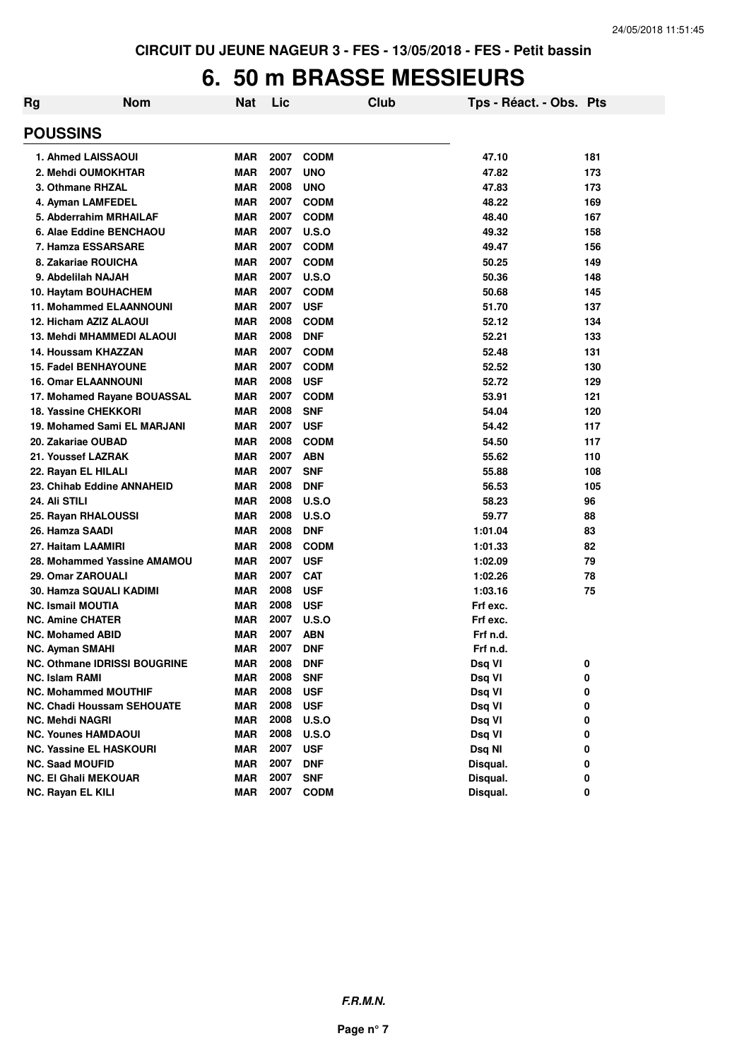CIRCUIT DU JEUNE NAGEUR 3 - FES - 13/05/2018 - FES - Petit bassin

# 6. 50 m BRASSE MESSIEURS

| Rg | Nom | Nat | Lic | Club | Tps - Réact. - Obs. | Pts |
|---|---|---|---|---|---|---|

## POUSSINS

| Rg | Nom | Nat | Lic | Club | Tps - Réact. - Obs. | Pts |
|---|---|---|---|---|---|---|
| 1. | Ahmed LAISSAOUI | MAR | 2007 | CODM | 47.10 | 181 |
| 2. | Mehdi OUMOKHTAR | MAR | 2007 | UNO | 47.82 | 173 |
| 3. | Othmane RHZAL | MAR | 2008 | UNO | 47.83 | 173 |
| 4. | Ayman LAMFEDEL | MAR | 2007 | CODM | 48.22 | 169 |
| 5. | Abderrahim MRHAILAF | MAR | 2007 | CODM | 48.40 | 167 |
| 6. | Alae Eddine BENCHAOU | MAR | 2007 | U.S.O | 49.32 | 158 |
| 7. | Hamza ESSARSARE | MAR | 2007 | CODM | 49.47 | 156 |
| 8. | Zakariae ROUICHA | MAR | 2007 | CODM | 50.25 | 149 |
| 9. | Abdelilah NAJAH | MAR | 2007 | U.S.O | 50.36 | 148 |
| 10. | Haytam BOUHACHEM | MAR | 2007 | CODM | 50.68 | 145 |
| 11. | Mohammed ELAANNOUNI | MAR | 2007 | USF | 51.70 | 137 |
| 12. | Hicham AZIZ ALAOUI | MAR | 2008 | CODM | 52.12 | 134 |
| 13. | Mehdi MHAMMEDI ALAOUI | MAR | 2008 | DNF | 52.21 | 133 |
| 14. | Houssam KHAZZAN | MAR | 2007 | CODM | 52.48 | 131 |
| 15. | Fadel BENHAYOUNE | MAR | 2007 | CODM | 52.52 | 130 |
| 16. | Omar ELAANNOUNI | MAR | 2008 | USF | 52.72 | 129 |
| 17. | Mohamed Rayane BOUASSAL | MAR | 2007 | CODM | 53.91 | 121 |
| 18. | Yassine CHEKKORI | MAR | 2008 | SNF | 54.04 | 120 |
| 19. | Mohamed Sami EL MARJANI | MAR | 2007 | USF | 54.42 | 117 |
| 20. | Zakariae OUBAD | MAR | 2008 | CODM | 54.50 | 117 |
| 21. | Youssef LAZRAK | MAR | 2007 | ABN | 55.62 | 110 |
| 22. | Rayan EL HILALI | MAR | 2007 | SNF | 55.88 | 108 |
| 23. | Chihab Eddine ANNAHEID | MAR | 2008 | DNF | 56.53 | 105 |
| 24. | Ali STILI | MAR | 2008 | U.S.O | 58.23 | 96 |
| 25. | Rayan RHALOUSSI | MAR | 2008 | U.S.O | 59.77 | 88 |
| 26. | Hamza SAADI | MAR | 2008 | DNF | 1:01.04 | 83 |
| 27. | Haitam LAAMIRI | MAR | 2008 | CODM | 1:01.33 | 82 |
| 28. | Mohammed Yassine AMAMOU | MAR | 2007 | USF | 1:02.09 | 79 |
| 29. | Omar ZAROUALI | MAR | 2007 | CAT | 1:02.26 | 78 |
| 30. | Hamza SQUALI KADIMI | MAR | 2008 | USF | 1:03.16 | 75 |
| NC. | Ismail MOUTIA | MAR | 2008 | USF | Frf exc. | |
| NC. | Amine CHATER | MAR | 2007 | U.S.O | Frf exc. | |
| NC. | Mohamed ABID | MAR | 2007 | ABN | Frf n.d. | |
| NC. | Ayman SMAHI | MAR | 2007 | DNF | Frf n.d. | |
| NC. | Othmane IDRISSI BOUGRINE | MAR | 2008 | DNF | Dsq VI | 0 |
| NC. | Islam RAMI | MAR | 2008 | SNF | Dsq VI | 0 |
| NC. | Mohammed MOUTHIF | MAR | 2008 | USF | Dsq VI | 0 |
| NC. | Chadi Houssam SEHOUATE | MAR | 2008 | USF | Dsq VI | 0 |
| NC. | Mehdi NAGRI | MAR | 2008 | U.S.O | Dsq VI | 0 |
| NC. | Younes HAMDAOUI | MAR | 2008 | U.S.O | Dsq VI | 0 |
| NC. | Yassine EL HASKOURI | MAR | 2007 | USF | Dsq NI | 0 |
| NC. | Saad MOUFID | MAR | 2007 | DNF | Disqual. | 0 |
| NC. | El Ghali MEKOUAR | MAR | 2007 | SNF | Disqual. | 0 |
| NC. | Rayan EL KILI | MAR | 2007 | CODM | Disqual. | 0 |

*F.R.M.N.*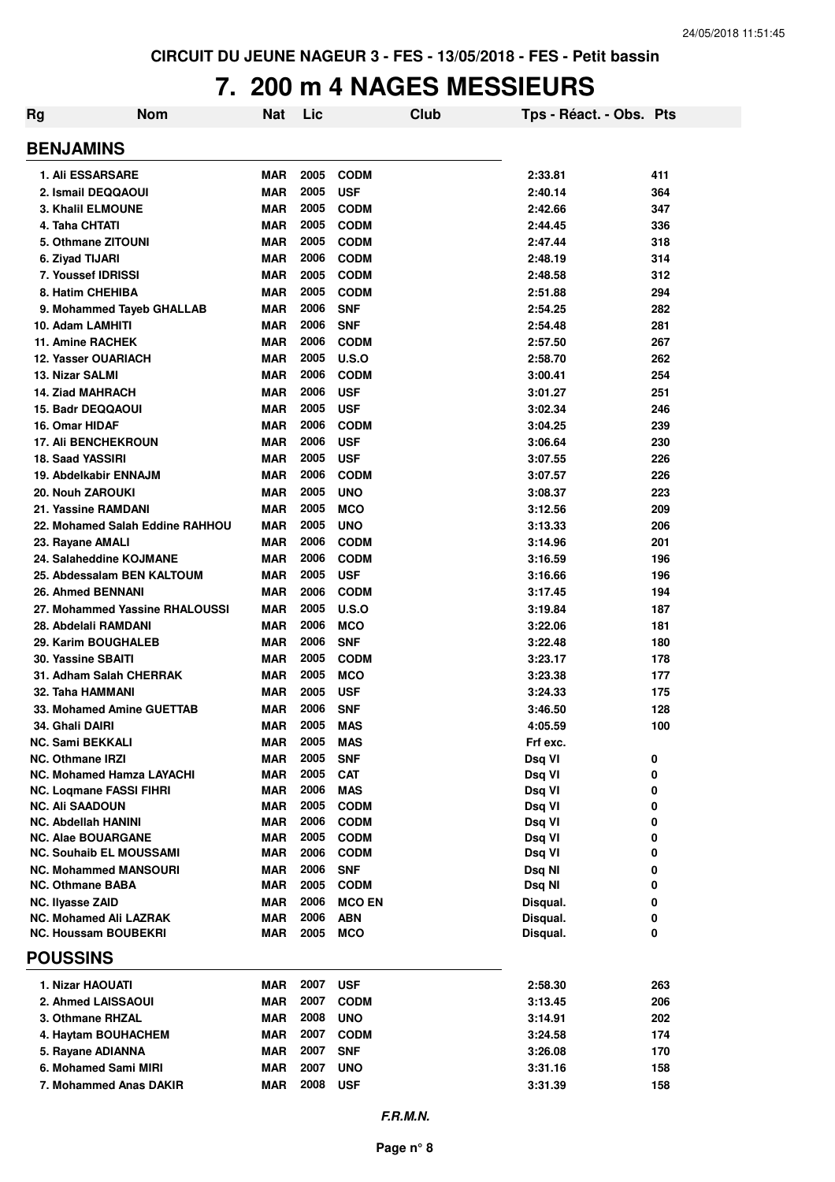CIRCUIT DU JEUNE NAGEUR 3 - FES - 13/05/2018 - FES - Petit bassin

# 7. 200 m 4 NAGES MESSIEURS

| Rg | Nom | Nat | Lic | Club | Tps - Réact. - Obs. | Pts |
|---|---|---|---|---|---|---|

## BENJAMINS

| Rg | Nom | Nat | Lic | Club | Tps - Réact. - Obs. | Pts |
|---|---|---|---|---|---|---|
| 1. | Ali ESSARSARE | MAR | 2005 | CODM | 2:33.81 | 411 |
| 2. | Ismail DEQQAOUI | MAR | 2005 | USF | 2:40.14 | 364 |
| 3. | Khalil ELMOUNE | MAR | 2005 | CODM | 2:42.66 | 347 |
| 4. | Taha CHTATI | MAR | 2005 | CODM | 2:44.45 | 336 |
| 5. | Othmane ZITOUNI | MAR | 2005 | CODM | 2:47.44 | 318 |
| 6. | Ziyad TIJARI | MAR | 2006 | CODM | 2:48.19 | 314 |
| 7. | Youssef IDRISSI | MAR | 2005 | CODM | 2:48.58 | 312 |
| 8. | Hatim CHEHIBA | MAR | 2005 | CODM | 2:51.88 | 294 |
| 9. | Mohammed Tayeb GHALLAB | MAR | 2006 | SNF | 2:54.25 | 282 |
| 10. | Adam LAMHITI | MAR | 2006 | SNF | 2:54.48 | 281 |
| 11. | Amine RACHEK | MAR | 2006 | CODM | 2:57.50 | 267 |
| 12. | Yasser OUARIACH | MAR | 2005 | U.S.O | 2:58.70 | 262 |
| 13. | Nizar SALMI | MAR | 2006 | CODM | 3:00.41 | 254 |
| 14. | Ziad MAHRACH | MAR | 2006 | USF | 3:01.27 | 251 |
| 15. | Badr DEQQAOUI | MAR | 2005 | USF | 3:02.34 | 246 |
| 16. | Omar HIDAF | MAR | 2006 | CODM | 3:04.25 | 239 |
| 17. | Ali BENCHEKROUN | MAR | 2006 | USF | 3:06.64 | 230 |
| 18. | Saad YASSIRI | MAR | 2005 | USF | 3:07.55 | 226 |
| 19. | Abdelkabir ENNAJM | MAR | 2006 | CODM | 3:07.57 | 226 |
| 20. | Nouh ZAROUKI | MAR | 2005 | UNO | 3:08.37 | 223 |
| 21. | Yassine RAMDANI | MAR | 2005 | MCO | 3:12.56 | 209 |
| 22. | Mohamed Salah Eddine RAHHOU | MAR | 2005 | UNO | 3:13.33 | 206 |
| 23. | Rayane AMALI | MAR | 2006 | CODM | 3:14.96 | 201 |
| 24. | Salaheddine KOJMANE | MAR | 2006 | CODM | 3:16.59 | 196 |
| 25. | Abdessalam BEN KALTOUM | MAR | 2005 | USF | 3:16.66 | 196 |
| 26. | Ahmed BENNANI | MAR | 2006 | CODM | 3:17.45 | 194 |
| 27. | Mohammed Yassine RHALOUSSI | MAR | 2005 | U.S.O | 3:19.84 | 187 |
| 28. | Abdelali RAMDANI | MAR | 2006 | MCO | 3:22.06 | 181 |
| 29. | Karim BOUGHALEB | MAR | 2006 | SNF | 3:22.48 | 180 |
| 30. | Yassine SBAITI | MAR | 2005 | CODM | 3:23.17 | 178 |
| 31. | Adham Salah CHERRAK | MAR | 2005 | MCO | 3:23.38 | 177 |
| 32. | Taha HAMMANI | MAR | 2005 | USF | 3:24.33 | 175 |
| 33. | Mohamed Amine GUETTAB | MAR | 2006 | SNF | 3:46.50 | 128 |
| 34. | Ghali DAIRI | MAR | 2005 | MAS | 4:05.59 | 100 |
| NC. | Sami BEKKALI | MAR | 2005 | MAS | Frf exc. | |
| NC. | Othmane IRZI | MAR | 2005 | SNF | Dsq VI | 0 |
| NC. | Mohamed Hamza LAYACHI | MAR | 2005 | CAT | Dsq VI | 0 |
| NC. | Loqmane FASSI FIHRI | MAR | 2006 | MAS | Dsq VI | 0 |
| NC. | Ali SAADOUN | MAR | 2005 | CODM | Dsq VI | 0 |
| NC. | Abdellah HANINI | MAR | 2006 | CODM | Dsq VI | 0 |
| NC. | Alae BOUARGANE | MAR | 2005 | CODM | Dsq VI | 0 |
| NC. | Souhaib EL MOUSSAMI | MAR | 2006 | CODM | Dsq VI | 0 |
| NC. | Mohammed MANSOURI | MAR | 2006 | SNF | Dsq NI | 0 |
| NC. | Othmane BABA | MAR | 2005 | CODM | Dsq NI | 0 |
| NC. | Ilyasse ZAID | MAR | 2006 | MCO EN | Disqual. | 0 |
| NC. | Mohamed Ali LAZRAK | MAR | 2006 | ABN | Disqual. | 0 |
| NC. | Houssam BOUBEKRI | MAR | 2005 | MCO | Disqual. | 0 |

## POUSSINS

| Rg | Nom | Nat | Lic | Club | Tps - Réact. - Obs. | Pts |
|---|---|---|---|---|---|---|
| 1. | Nizar HAOUATI | MAR | 2007 | USF | 2:58.30 | 263 |
| 2. | Ahmed LAISSAOUI | MAR | 2007 | CODM | 3:13.45 | 206 |
| 3. | Othmane RHZAL | MAR | 2008 | UNO | 3:14.91 | 202 |
| 4. | Haytam BOUHACHEM | MAR | 2007 | CODM | 3:24.58 | 174 |
| 5. | Rayane ADIANNA | MAR | 2007 | SNF | 3:26.08 | 170 |
| 6. | Mohamed Sami MIRI | MAR | 2007 | UNO | 3:31.16 | 158 |
| 7. | Mohammed Anas DAKIR | MAR | 2008 | USF | 3:31.39 | 158 |

*F.R.M.N.*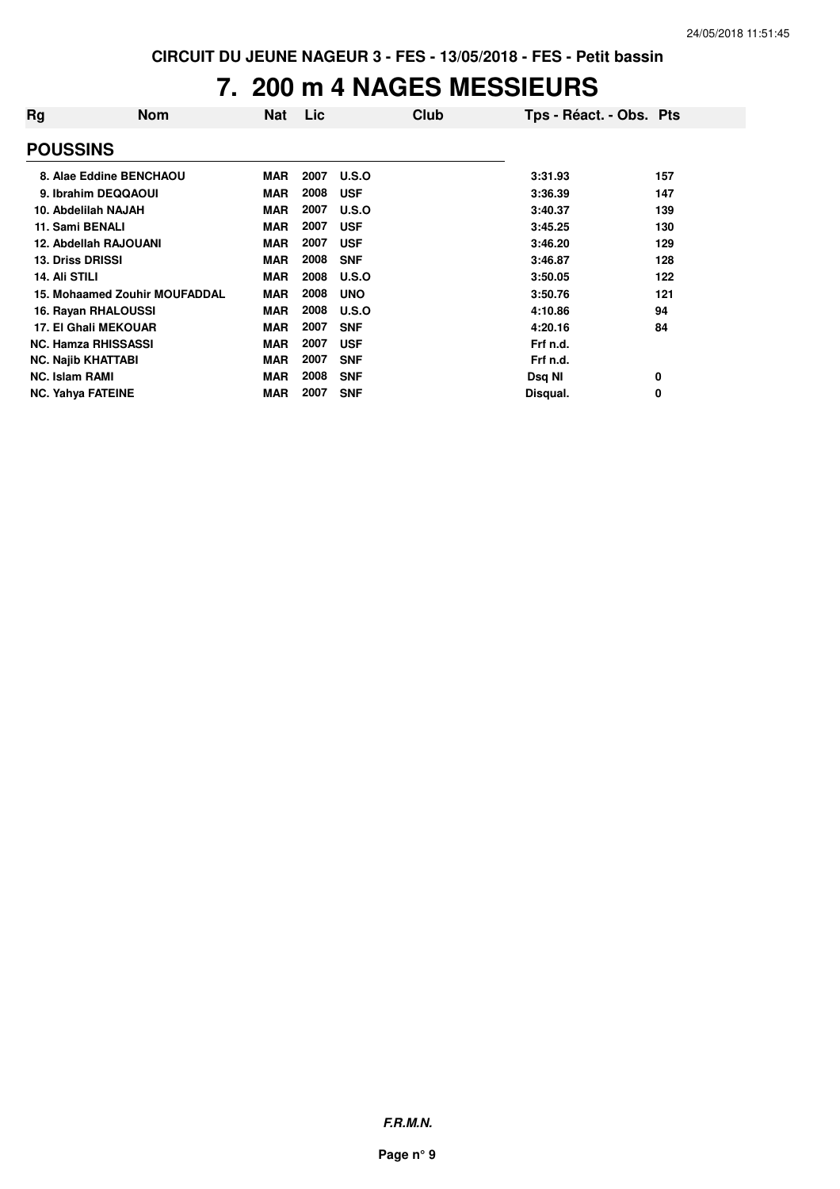CIRCUIT DU JEUNE NAGEUR 3 - FES - 13/05/2018 - FES - Petit bassin

# 7. 200 m 4 NAGES MESSIEURS

| Rg | Nom | Nat | Lic | Club | Tps - Réact. - Obs. | Pts |
|---|---|---|---|---|---|---|
| **POUSSINS** | | | | | | |
| 8. | Alae Eddine BENCHAOU | MAR | 2007 | U.S.O | 3:31.93 | 157 |
| 9. | Ibrahim DEQQAOUI | MAR | 2008 | USF | 3:36.39 | 147 |
| 10. | Abdelilah NAJAH | MAR | 2007 | U.S.O | 3:40.37 | 139 |
| 11. | Sami BENALI | MAR | 2007 | USF | 3:45.25 | 130 |
| 12. | Abdellah RAJOUANI | MAR | 2007 | USF | 3:46.20 | 129 |
| 13. | Driss DRISSI | MAR | 2008 | SNF | 3:46.87 | 128 |
| 14. | Ali STILI | MAR | 2008 | U.S.O | 3:50.05 | 122 |
| 15. | Mohaamed Zouhir MOUFADDAL | MAR | 2008 | UNO | 3:50.76 | 121 |
| 16. | Rayan RHALOUSSI | MAR | 2008 | U.S.O | 4:10.86 | 94 |
| 17. | El Ghali MEKOUAR | MAR | 2007 | SNF | 4:20.16 | 84 |
| NC. | Hamza RHISSASSI | MAR | 2007 | USF | Frf n.d. | |
| NC. | Najib KHATTABI | MAR | 2007 | SNF | Frf n.d. | |
| NC. | Islam RAMI | MAR | 2008 | SNF | Dsq NI | 0 |
| NC. | Yahya FATEINE | MAR | 2007 | SNF | Disqual. | 0 |

*F.R.M.N.*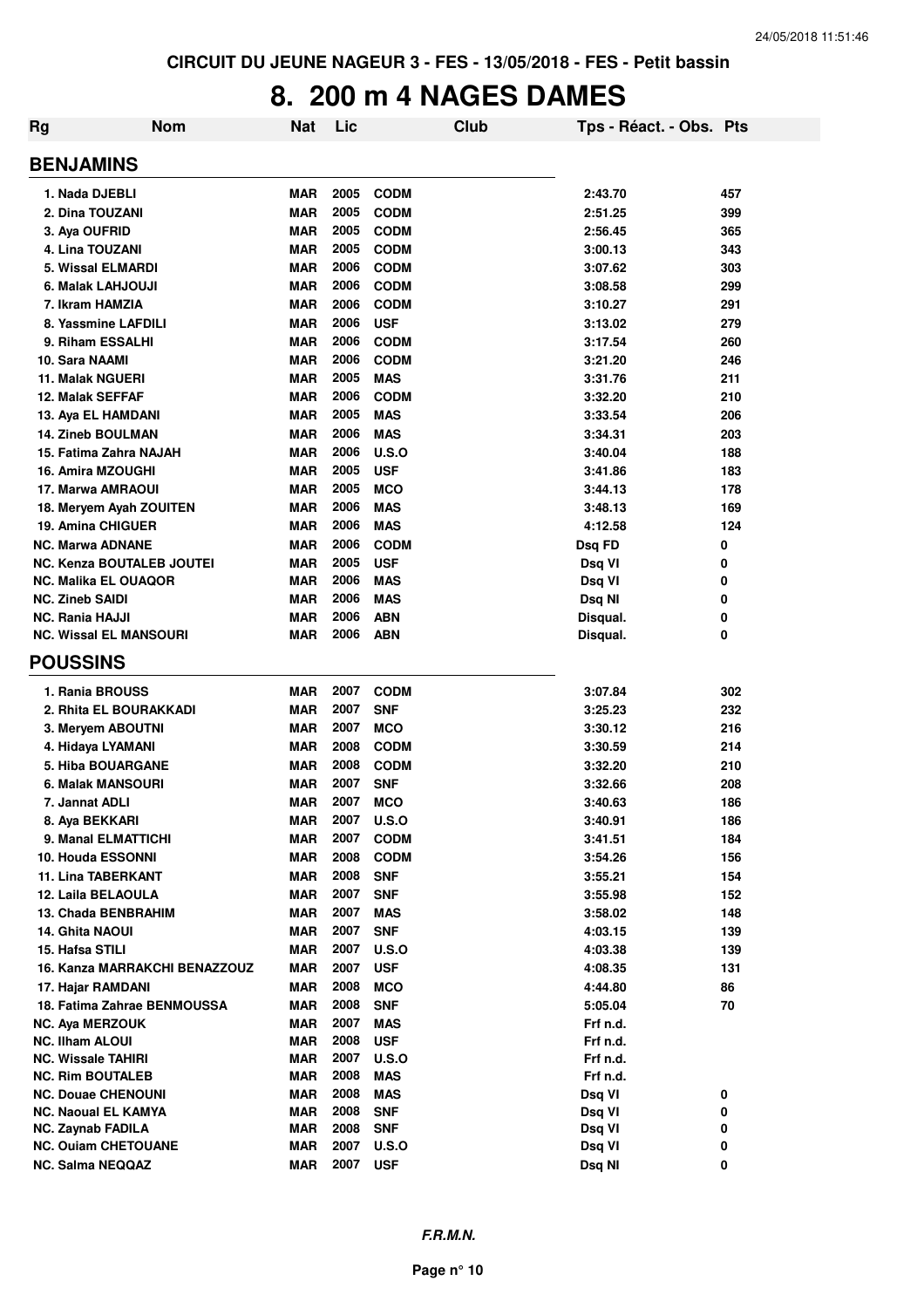CIRCUIT DU JEUNE NAGEUR 3 - FES - 13/05/2018 - FES - Petit bassin

# 8. 200 m 4 NAGES DAMES

| Rg | Nom | Nat | Lic | Club | Tps - Réact. - Obs. | Pts |
|---|---|---|---|---|---|---|
| **BENJAMINS** | | | | | | |
| 1. Nada DJEBLI | | MAR | 2005 | CODM | 2:43.70 | 457 |
| 2. Dina TOUZANI | | MAR | 2005 | CODM | 2:51.25 | 399 |
| 3. Aya OUFRID | | MAR | 2005 | CODM | 2:56.45 | 365 |
| 4. Lina TOUZANI | | MAR | 2005 | CODM | 3:00.13 | 343 |
| 5. Wissal ELMARDI | | MAR | 2006 | CODM | 3:07.62 | 303 |
| 6. Malak LAHJOUJI | | MAR | 2006 | CODM | 3:08.58 | 299 |
| 7. Ikram HAMZIA | | MAR | 2006 | CODM | 3:10.27 | 291 |
| 8. Yassmine LAFDILI | | MAR | 2006 | USF | 3:13.02 | 279 |
| 9. Riham ESSALHI | | MAR | 2006 | CODM | 3:17.54 | 260 |
| 10. Sara NAAMI | | MAR | 2006 | CODM | 3:21.20 | 246 |
| 11. Malak NGUERI | | MAR | 2005 | MAS | 3:31.76 | 211 |
| 12. Malak SEFFAF | | MAR | 2006 | CODM | 3:32.20 | 210 |
| 13. Aya EL HAMDANI | | MAR | 2005 | MAS | 3:33.54 | 206 |
| 14. Zineb BOULMAN | | MAR | 2006 | MAS | 3:34.31 | 203 |
| 15. Fatima Zahra NAJAH | | MAR | 2006 | U.S.O | 3:40.04 | 188 |
| 16. Amira MZOUGHI | | MAR | 2005 | USF | 3:41.86 | 183 |
| 17. Marwa AMRAOUI | | MAR | 2005 | MCO | 3:44.13 | 178 |
| 18. Meryem Ayah ZOUITEN | | MAR | 2006 | MAS | 3:48.13 | 169 |
| 19. Amina CHIGUER | | MAR | 2006 | MAS | 4:12.58 | 124 |
| NC. Marwa ADNANE | | MAR | 2006 | CODM | Dsq FD | 0 |
| NC. Kenza BOUTALEB JOUTEI | | MAR | 2005 | USF | Dsq VI | 0 |
| NC. Malika EL OUAQOR | | MAR | 2006 | MAS | Dsq VI | 0 |
| NC. Zineb SAIDI | | MAR | 2006 | MAS | Dsq NI | 0 |
| NC. Rania HAJJI | | MAR | 2006 | ABN | Disqual. | 0 |
| NC. Wissal EL MANSOURI | | MAR | 2006 | ABN | Disqual. | 0 |
| **POUSSINS** | | | | | | |
| 1. Rania BROUSS | | MAR | 2007 | CODM | 3:07.84 | 302 |
| 2. Rhita EL BOURAKKADI | | MAR | 2007 | SNF | 3:25.23 | 232 |
| 3. Meryem ABOUTNI | | MAR | 2007 | MCO | 3:30.12 | 216 |
| 4. Hidaya LYAMANI | | MAR | 2008 | CODM | 3:30.59 | 214 |
| 5. Hiba BOUARGANE | | MAR | 2008 | CODM | 3:32.20 | 210 |
| 6. Malak MANSOURI | | MAR | 2007 | SNF | 3:32.66 | 208 |
| 7. Jannat ADLI | | MAR | 2007 | MCO | 3:40.63 | 186 |
| 8. Aya BEKKARI | | MAR | 2007 | U.S.O | 3:40.91 | 186 |
| 9. Manal ELMATTICHI | | MAR | 2007 | CODM | 3:41.51 | 184 |
| 10. Houda ESSONNI | | MAR | 2008 | CODM | 3:54.26 | 156 |
| 11. Lina TABERKANT | | MAR | 2008 | SNF | 3:55.21 | 154 |
| 12. Laila BELAOULA | | MAR | 2007 | SNF | 3:55.98 | 152 |
| 13. Chada BENBRAHIM | | MAR | 2007 | MAS | 3:58.02 | 148 |
| 14. Ghita NAOUI | | MAR | 2007 | SNF | 4:03.15 | 139 |
| 15. Hafsa STILI | | MAR | 2007 | U.S.O | 4:03.38 | 139 |
| 16. Kanza MARRAKCHI BENAZZOUZ | | MAR | 2007 | USF | 4:08.35 | 131 |
| 17. Hajar RAMDANI | | MAR | 2008 | MCO | 4:44.80 | 86 |
| 18. Fatima Zahrae BENMOUSSA | | MAR | 2008 | SNF | 5:05.04 | 70 |
| NC. Aya MERZOUK | | MAR | 2007 | MAS | Frf n.d. | |
| NC. Ilham ALOUI | | MAR | 2008 | USF | Frf n.d. | |
| NC. Wissale TAHIRI | | MAR | 2007 | U.S.O | Frf n.d. | |
| NC. Rim BOUTALEB | | MAR | 2008 | MAS | Frf n.d. | |
| NC. Douae CHENOUNI | | MAR | 2008 | MAS | Dsq VI | 0 |
| NC. Naoual EL KAMYA | | MAR | 2008 | SNF | Dsq VI | 0 |
| NC. Zaynab FADILA | | MAR | 2008 | SNF | Dsq VI | 0 |
| NC. Ouiam CHETOUANE | | MAR | 2007 | U.S.O | Dsq VI | 0 |
| NC. Salma NEQQAZ | | MAR | 2007 | USF | Dsq NI | 0 |

*F.R.M.N.*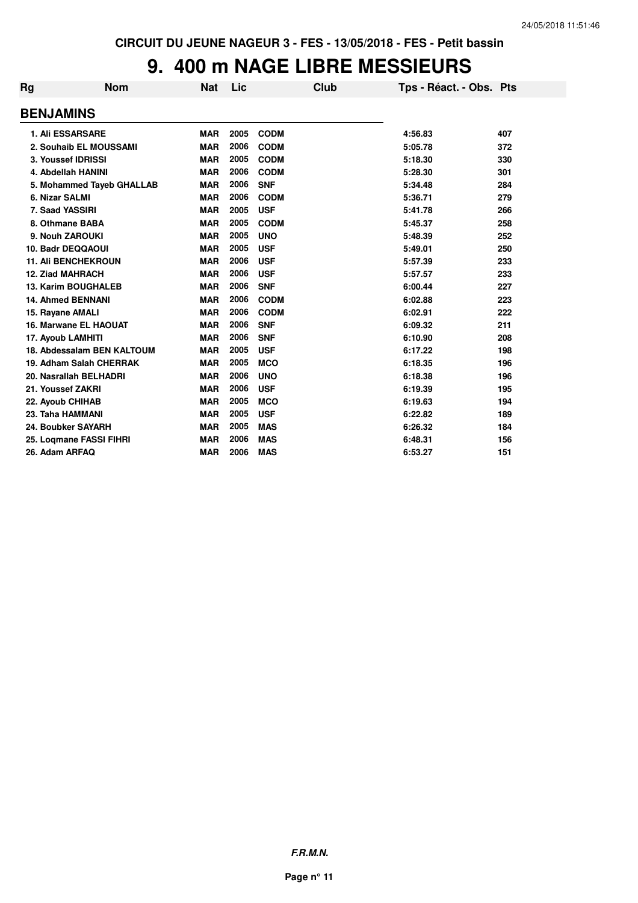CIRCUIT DU JEUNE NAGEUR 3 - FES - 13/05/2018 - FES - Petit bassin

# 9. 400 m NAGE LIBRE MESSIEURS

| Rg | Nom | Nat | Lic | Club | Tps - Réact. - Obs. | Pts |
|---|---|---|---|---|---|---|

## BENJAMINS

| Rg | Nom | Nat | Lic | Club | Tps - Réact. - Obs. | Pts |
|---|---|---|---|---|---|---|
| 1. | Ali ESSARSARE | MAR | 2005 | CODM | 4:56.83 | 407 |
| 2. | Souhaib EL MOUSSAMI | MAR | 2006 | CODM | 5:05.78 | 372 |
| 3. | Youssef IDRISSI | MAR | 2005 | CODM | 5:18.30 | 330 |
| 4. | Abdellah HANINI | MAR | 2006 | CODM | 5:28.30 | 301 |
| 5. | Mohammed Tayeb GHALLAB | MAR | 2006 | SNF | 5:34.48 | 284 |
| 6. | Nizar SALMI | MAR | 2006 | CODM | 5:36.71 | 279 |
| 7. | Saad YASSIRI | MAR | 2005 | USF | 5:41.78 | 266 |
| 8. | Othmane BABA | MAR | 2005 | CODM | 5:45.37 | 258 |
| 9. | Nouh ZAROUKI | MAR | 2005 | UNO | 5:48.39 | 252 |
| 10. | Badr DEQQAOUI | MAR | 2005 | USF | 5:49.01 | 250 |
| 11. | Ali BENCHEKROUN | MAR | 2006 | USF | 5:57.39 | 233 |
| 12. | Ziad MAHRACH | MAR | 2006 | USF | 5:57.57 | 233 |
| 13. | Karim BOUGHALEB | MAR | 2006 | SNF | 6:00.44 | 227 |
| 14. | Ahmed BENNANI | MAR | 2006 | CODM | 6:02.88 | 223 |
| 15. | Rayane AMALI | MAR | 2006 | CODM | 6:02.91 | 222 |
| 16. | Marwane EL HAOUAT | MAR | 2006 | SNF | 6:09.32 | 211 |
| 17. | Ayoub LAMHITI | MAR | 2006 | SNF | 6:10.90 | 208 |
| 18. | Abdessalam BEN KALTOUM | MAR | 2005 | USF | 6:17.22 | 198 |
| 19. | Adham Salah CHERRAK | MAR | 2005 | MCO | 6:18.35 | 196 |
| 20. | Nasrallah BELHADRI | MAR | 2006 | UNO | 6:18.38 | 196 |
| 21. | Youssef ZAKRI | MAR | 2006 | USF | 6:19.39 | 195 |
| 22. | Ayoub CHIHAB | MAR | 2005 | MCO | 6:19.63 | 194 |
| 23. | Taha HAMMANI | MAR | 2005 | USF | 6:22.82 | 189 |
| 24. | Boubker SAYARH | MAR | 2005 | MAS | 6:26.32 | 184 |
| 25. | Loqmane FASSI FIHRI | MAR | 2006 | MAS | 6:48.31 | 156 |
| 26. | Adam ARFAQ | MAR | 2006 | MAS | 6:53.27 | 151 |

*F.R.M.N.*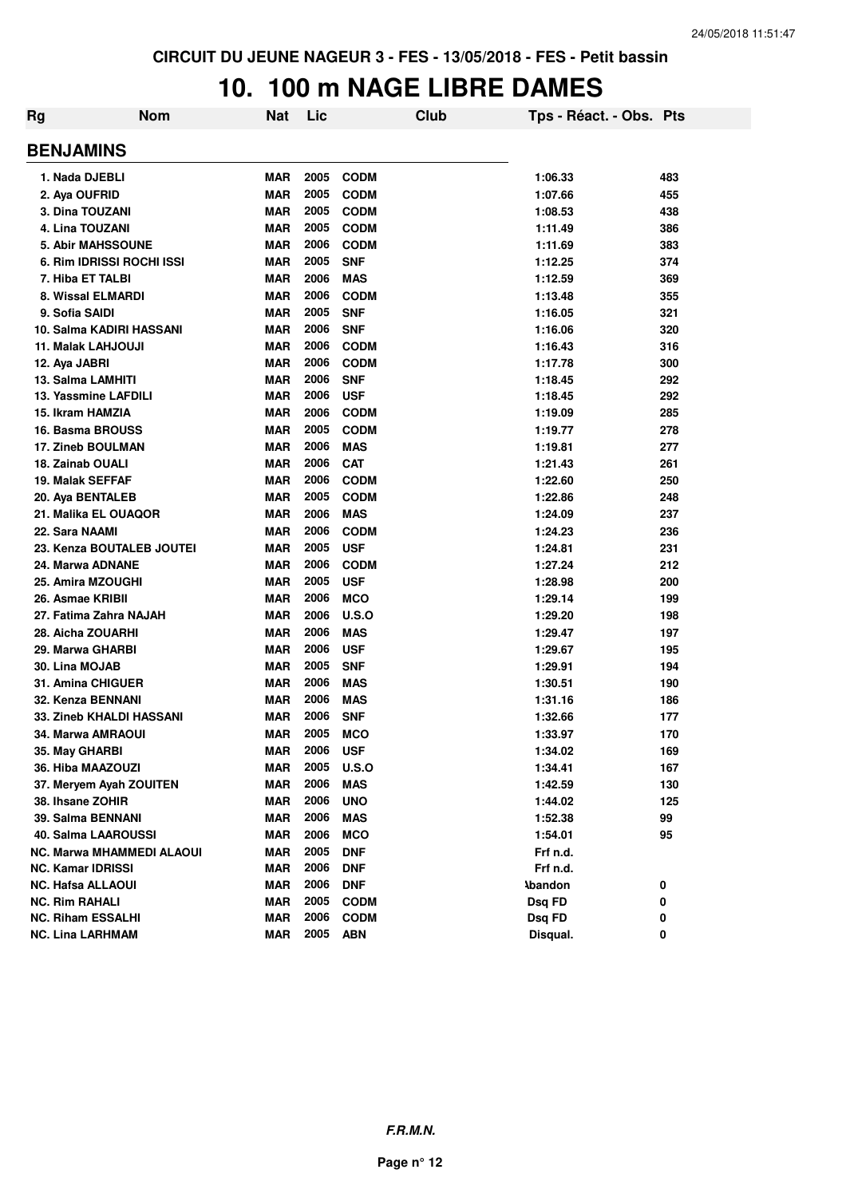CIRCUIT DU JEUNE NAGEUR 3 - FES - 13/05/2018 - FES - Petit bassin

# 10. 100 m NAGE LIBRE DAMES

| Rg | Nom | Nat | Lic | Club | Tps - Réact. - Obs. | Pts |
|---|---|---|---|---|---|---|
| **BENJAMINS** | | | | | | |
| 1. | Nada DJEBLI | MAR | 2005 | CODM | 1:06.33 | 483 |
| 2. | Aya OUFRID | MAR | 2005 | CODM | 1:07.66 | 455 |
| 3. | Dina TOUZANI | MAR | 2005 | CODM | 1:08.53 | 438 |
| 4. | Lina TOUZANI | MAR | 2005 | CODM | 1:11.49 | 386 |
| 5. | Abir MAHSSOUNE | MAR | 2006 | CODM | 1:11.69 | 383 |
| 6. | Rim IDRISSI ROCHI ISSI | MAR | 2005 | SNF | 1:12.25 | 374 |
| 7. | Hiba ET TALBI | MAR | 2006 | MAS | 1:12.59 | 369 |
| 8. | Wissal ELMARDI | MAR | 2006 | CODM | 1:13.48 | 355 |
| 9. | Sofia SAIDI | MAR | 2005 | SNF | 1:16.05 | 321 |
| 10. | Salma KADIRI HASSANI | MAR | 2006 | SNF | 1:16.06 | 320 |
| 11. | Malak LAHJOUJI | MAR | 2006 | CODM | 1:16.43 | 316 |
| 12. | Aya JABRI | MAR | 2006 | CODM | 1:17.78 | 300 |
| 13. | Salma LAMHITI | MAR | 2006 | SNF | 1:18.45 | 292 |
| 13. | Yassmine LAFDILI | MAR | 2006 | USF | 1:18.45 | 292 |
| 15. | Ikram HAMZIA | MAR | 2006 | CODM | 1:19.09 | 285 |
| 16. | Basma BROUSS | MAR | 2005 | CODM | 1:19.77 | 278 |
| 17. | Zineb BOULMAN | MAR | 2006 | MAS | 1:19.81 | 277 |
| 18. | Zainab OUALI | MAR | 2006 | CAT | 1:21.43 | 261 |
| 19. | Malak SEFFAF | MAR | 2006 | CODM | 1:22.60 | 250 |
| 20. | Aya BENTALEB | MAR | 2005 | CODM | 1:22.86 | 248 |
| 21. | Malika EL OUAQOR | MAR | 2006 | MAS | 1:24.09 | 237 |
| 22. | Sara NAAMI | MAR | 2006 | CODM | 1:24.23 | 236 |
| 23. | Kenza BOUTALEB JOUTEI | MAR | 2005 | USF | 1:24.81 | 231 |
| 24. | Marwa ADNANE | MAR | 2006 | CODM | 1:27.24 | 212 |
| 25. | Amira MZOUGHI | MAR | 2005 | USF | 1:28.98 | 200 |
| 26. | Asmae KRIBII | MAR | 2006 | MCO | 1:29.14 | 199 |
| 27. | Fatima Zahra NAJAH | MAR | 2006 | U.S.O | 1:29.20 | 198 |
| 28. | Aicha ZOUARHI | MAR | 2006 | MAS | 1:29.47 | 197 |
| 29. | Marwa GHARBI | MAR | 2006 | USF | 1:29.67 | 195 |
| 30. | Lina MOJAB | MAR | 2005 | SNF | 1:29.91 | 194 |
| 31. | Amina CHIGUER | MAR | 2006 | MAS | 1:30.51 | 190 |
| 32. | Kenza BENNANI | MAR | 2006 | MAS | 1:31.16 | 186 |
| 33. | Zineb KHALDI HASSANI | MAR | 2006 | SNF | 1:32.66 | 177 |
| 34. | Marwa AMRAOUI | MAR | 2005 | MCO | 1:33.97 | 170 |
| 35. | May GHARBI | MAR | 2006 | USF | 1:34.02 | 169 |
| 36. | Hiba MAAZOUZI | MAR | 2005 | U.S.O | 1:34.41 | 167 |
| 37. | Meryem Ayah ZOUITEN | MAR | 2006 | MAS | 1:42.59 | 130 |
| 38. | Ihsane ZOHIR | MAR | 2006 | UNO | 1:44.02 | 125 |
| 39. | Salma BENNANI | MAR | 2006 | MAS | 1:52.38 | 99 |
| 40. | Salma LAAROUSSI | MAR | 2006 | MCO | 1:54.01 | 95 |
| NC. | Marwa MHAMMEDI ALAOUI | MAR | 2005 | DNF | Frf n.d. | |
| NC. | Kamar IDRISSI | MAR | 2006 | DNF | Frf n.d. | |
| NC. | Hafsa ALLAOUI | MAR | 2006 | DNF | Abandon | 0 |
| NC. | Rim RAHALI | MAR | 2005 | CODM | Dsq FD | 0 |
| NC. | Riham ESSALHI | MAR | 2006 | CODM | Dsq FD | 0 |
| NC. | Lina LARHMAM | MAR | 2005 | ABN | Disqual. | 0 |

F.R.M.N.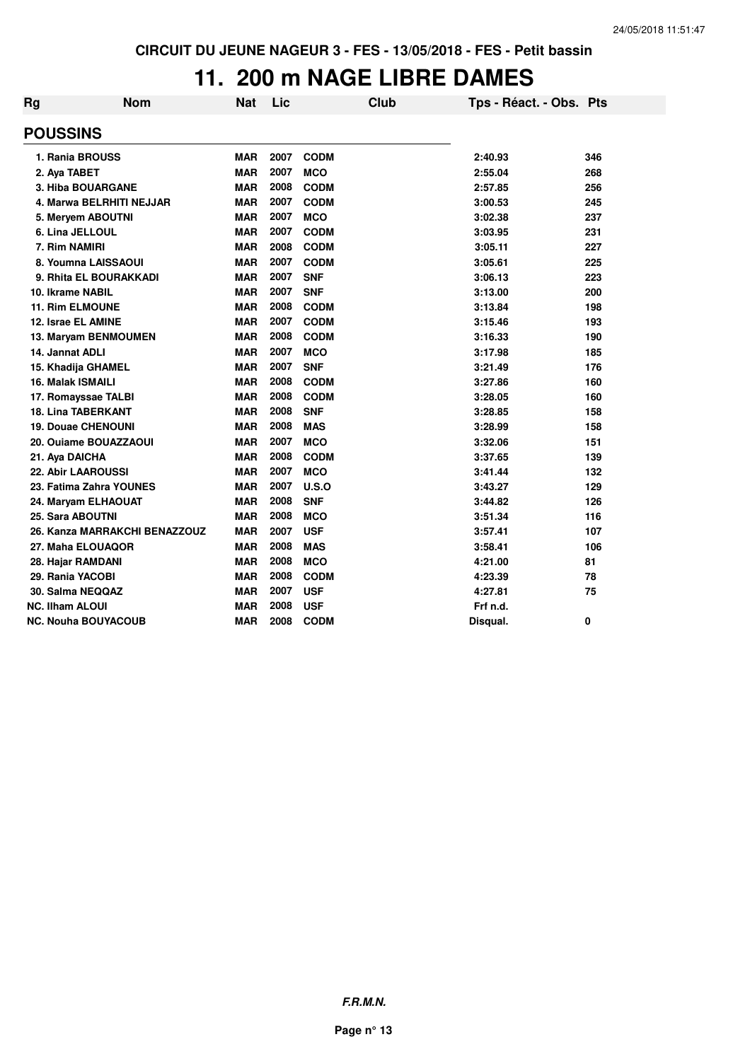# 11. 200 m NAGE LIBRE DAMES

| Rg | Nom | Nat | Lic | Club | Tps - Réact. - Obs. | Pts |
|---|---|---|---|---|---|---|
| **POUSSINS** | | | | | | |
| 1. Rania BROUSS | | MAR | 2007 | CODM | 2:40.93 | 346 |
| 2. Aya TABET | | MAR | 2007 | MCO | 2:55.04 | 268 |
| 3. Hiba BOUARGANE | | MAR | 2008 | CODM | 2:57.85 | 256 |
| 4. Marwa BELRHITI NEJJAR | | MAR | 2007 | CODM | 3:00.53 | 245 |
| 5. Meryem ABOUTNI | | MAR | 2007 | MCO | 3:02.38 | 237 |
| 6. Lina JELLOUL | | MAR | 2007 | CODM | 3:03.95 | 231 |
| 7. Rim NAMIRI | | MAR | 2008 | CODM | 3:05.11 | 227 |
| 8. Youmna LAISSAOUI | | MAR | 2007 | CODM | 3:05.61 | 225 |
| 9. Rhita EL BOURAKKADI | | MAR | 2007 | SNF | 3:06.13 | 223 |
| 10. Ikrame NABIL | | MAR | 2007 | SNF | 3:13.00 | 200 |
| 11. Rim ELMOUNE | | MAR | 2008 | CODM | 3:13.84 | 198 |
| 12. Israe EL AMINE | | MAR | 2007 | CODM | 3:15.46 | 193 |
| 13. Maryam BENMOUMEN | | MAR | 2008 | CODM | 3:16.33 | 190 |
| 14. Jannat ADLI | | MAR | 2007 | MCO | 3:17.98 | 185 |
| 15. Khadija GHAMEL | | MAR | 2007 | SNF | 3:21.49 | 176 |
| 16. Malak ISMAILI | | MAR | 2008 | CODM | 3:27.86 | 160 |
| 17. Romayssae TALBI | | MAR | 2008 | CODM | 3:28.05 | 160 |
| 18. Lina TABERKANT | | MAR | 2008 | SNF | 3:28.85 | 158 |
| 19. Douae CHENOUNI | | MAR | 2008 | MAS | 3:28.99 | 158 |
| 20. Ouiame BOUAZZAOUI | | MAR | 2007 | MCO | 3:32.06 | 151 |
| 21. Aya DAICHA | | MAR | 2008 | CODM | 3:37.65 | 139 |
| 22. Abir LAAROUSSI | | MAR | 2007 | MCO | 3:41.44 | 132 |
| 23. Fatima Zahra YOUNES | | MAR | 2007 | U.S.O | 3:43.27 | 129 |
| 24. Maryam ELHAOUAT | | MAR | 2008 | SNF | 3:44.82 | 126 |
| 25. Sara ABOUTNI | | MAR | 2008 | MCO | 3:51.34 | 116 |
| 26. Kanza MARRAKCHI BENAZZOUZ | | MAR | 2007 | USF | 3:57.41 | 107 |
| 27. Maha ELOUAQOR | | MAR | 2008 | MAS | 3:58.41 | 106 |
| 28. Hajar RAMDANI | | MAR | 2008 | MCO | 4:21.00 | 81 |
| 29. Rania YACOBI | | MAR | 2008 | CODM | 4:23.39 | 78 |
| 30. Salma NEQQAZ | | MAR | 2007 | USF | 4:27.81 | 75 |
| NC. Ilham ALOUI | | MAR | 2008 | USF | Frf n.d. | |
| NC. Nouha BOUYACOUB | | MAR | 2008 | CODM | Disqual. | 0 |

***F.R.M.N.***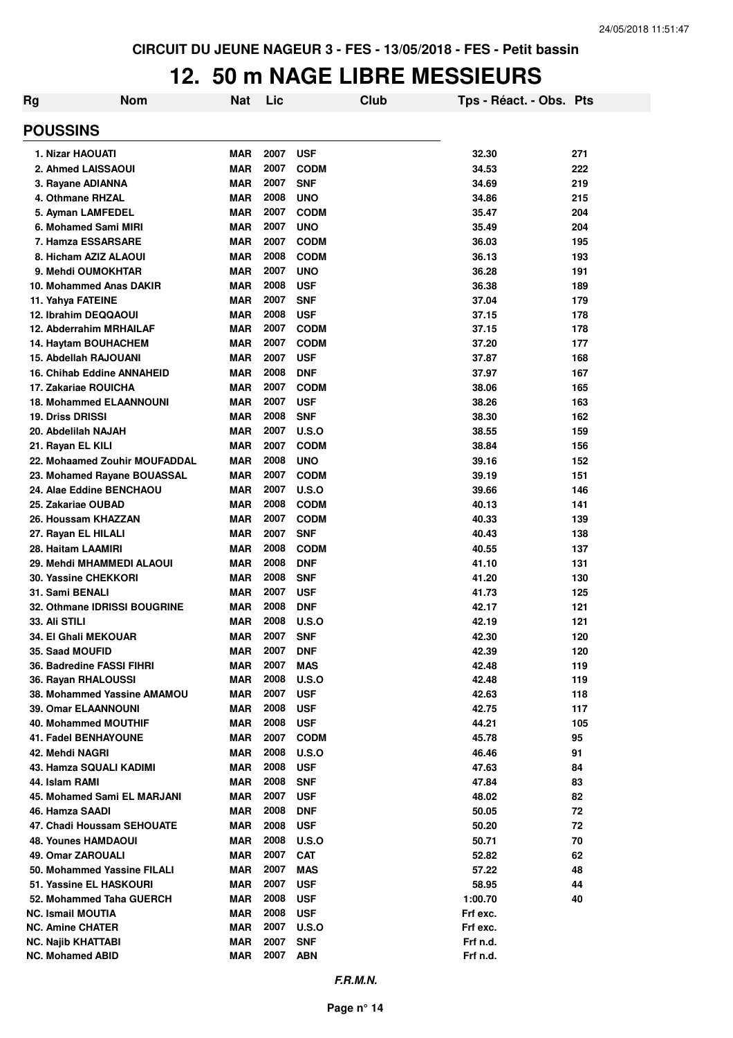CIRCUIT DU JEUNE NAGEUR 3 - FES - 13/05/2018 - FES - Petit bassin

# 12. 50 m NAGE LIBRE MESSIEURS

| Rg | Nom | Nat | Lic | Club | Tps - Réact. - Obs. | Pts |
|---|---|---|---|---|---|---|
| **POUSSINS** | | | | | | |
| 1. | Nizar HAOUATI | MAR | 2007 | USF | 32.30 | 271 |
| 2. | Ahmed LAISSAOUI | MAR | 2007 | CODM | 34.53 | 222 |
| 3. | Rayane ADIANNA | MAR | 2007 | SNF | 34.69 | 219 |
| 4. | Othmane RHZAL | MAR | 2008 | UNO | 34.86 | 215 |
| 5. | Ayman LAMFEDEL | MAR | 2007 | CODM | 35.47 | 204 |
| 6. | Mohamed Sami MIRI | MAR | 2007 | UNO | 35.49 | 204 |
| 7. | Hamza ESSARSARE | MAR | 2007 | CODM | 36.03 | 195 |
| 8. | Hicham AZIZ ALAOUI | MAR | 2008 | CODM | 36.13 | 193 |
| 9. | Mehdi OUMOKHTAR | MAR | 2007 | UNO | 36.28 | 191 |
| 10. | Mohammed Anas DAKIR | MAR | 2008 | USF | 36.38 | 189 |
| 11. | Yahya FATEINE | MAR | 2007 | SNF | 37.04 | 179 |
| 12. | Ibrahim DEQQAOUI | MAR | 2008 | USF | 37.15 | 178 |
| 12. | Abderrahim MRHAILAF | MAR | 2007 | CODM | 37.15 | 178 |
| 14. | Haytam BOUHACHEM | MAR | 2007 | CODM | 37.20 | 177 |
| 15. | Abdellah RAJOUANI | MAR | 2007 | USF | 37.87 | 168 |
| 16. | Chihab Eddine ANNAHEID | MAR | 2008 | DNF | 37.97 | 167 |
| 17. | Zakariae ROUICHA | MAR | 2007 | CODM | 38.06 | 165 |
| 18. | Mohammed ELAANNOUNI | MAR | 2007 | USF | 38.26 | 163 |
| 19. | Driss DRISSI | MAR | 2008 | SNF | 38.30 | 162 |
| 20. | Abdelilah NAJAH | MAR | 2007 | U.S.O | 38.55 | 159 |
| 21. | Rayan EL KILI | MAR | 2007 | CODM | 38.84 | 156 |
| 22. | Mohaamed Zouhir MOUFADDAL | MAR | 2008 | UNO | 39.16 | 152 |
| 23. | Mohamed Rayane BOUASSAL | MAR | 2007 | CODM | 39.19 | 151 |
| 24. | Alae Eddine BENCHAOU | MAR | 2007 | U.S.O | 39.66 | 146 |
| 25. | Zakariae OUBAD | MAR | 2008 | CODM | 40.13 | 141 |
| 26. | Houssam KHAZZAN | MAR | 2007 | CODM | 40.33 | 139 |
| 27. | Rayan EL HILALI | MAR | 2007 | SNF | 40.43 | 138 |
| 28. | Haitam LAAMIRI | MAR | 2008 | CODM | 40.55 | 137 |
| 29. | Mehdi MHAMMEDI ALAOUI | MAR | 2008 | DNF | 41.10 | 131 |
| 30. | Yassine CHEKKORI | MAR | 2008 | SNF | 41.20 | 130 |
| 31. | Sami BENALI | MAR | 2007 | USF | 41.73 | 125 |
| 32. | Othmane IDRISSI BOUGRINE | MAR | 2008 | DNF | 42.17 | 121 |
| 33. | Ali STILI | MAR | 2008 | U.S.O | 42.19 | 121 |
| 34. | El Ghali MEKOUAR | MAR | 2007 | SNF | 42.30 | 120 |
| 35. | Saad MOUFID | MAR | 2007 | DNF | 42.39 | 120 |
| 36. | Badredine FASSI FIHRI | MAR | 2007 | MAS | 42.48 | 119 |
| 36. | Rayan RHALOUSSI | MAR | 2008 | U.S.O | 42.48 | 119 |
| 38. | Mohammed Yassine AMAMOU | MAR | 2007 | USF | 42.63 | 118 |
| 39. | Omar ELAANNOUNI | MAR | 2008 | USF | 42.75 | 117 |
| 40. | Mohammed MOUTHIF | MAR | 2008 | USF | 44.21 | 105 |
| 41. | Fadel BENHAYOUNE | MAR | 2007 | CODM | 45.78 | 95 |
| 42. | Mehdi NAGRI | MAR | 2008 | U.S.O | 46.46 | 91 |
| 43. | Hamza SQUALI KADIMI | MAR | 2008 | USF | 47.63 | 84 |
| 44. | Islam RAMI | MAR | 2008 | SNF | 47.84 | 83 |
| 45. | Mohamed Sami EL MARJANI | MAR | 2007 | USF | 48.02 | 82 |
| 46. | Hamza SAADI | MAR | 2008 | DNF | 50.05 | 72 |
| 47. | Chadi Houssam SEHOUATE | MAR | 2008 | USF | 50.20 | 72 |
| 48. | Younes HAMDAOUI | MAR | 2008 | U.S.O | 50.71 | 70 |
| 49. | Omar ZAROUALI | MAR | 2007 | CAT | 52.82 | 62 |
| 50. | Mohammed Yassine FILALI | MAR | 2007 | MAS | 57.22 | 48 |
| 51. | Yassine EL HASKOURI | MAR | 2007 | USF | 58.95 | 44 |
| 52. | Mohammed Taha GUERCH | MAR | 2008 | USF | 1:00.70 | 40 |
| NC. | Ismail MOUTIA | MAR | 2008 | USF | Frf exc. | |
| NC. | Amine CHATER | MAR | 2007 | U.S.O | Frf exc. | |
| NC. | Najib KHATTABI | MAR | 2007 | SNF | Frf n.d. | |
| NC. | Mohamed ABID | MAR | 2007 | ABN | Frf n.d. | |

*F.R.M.N.*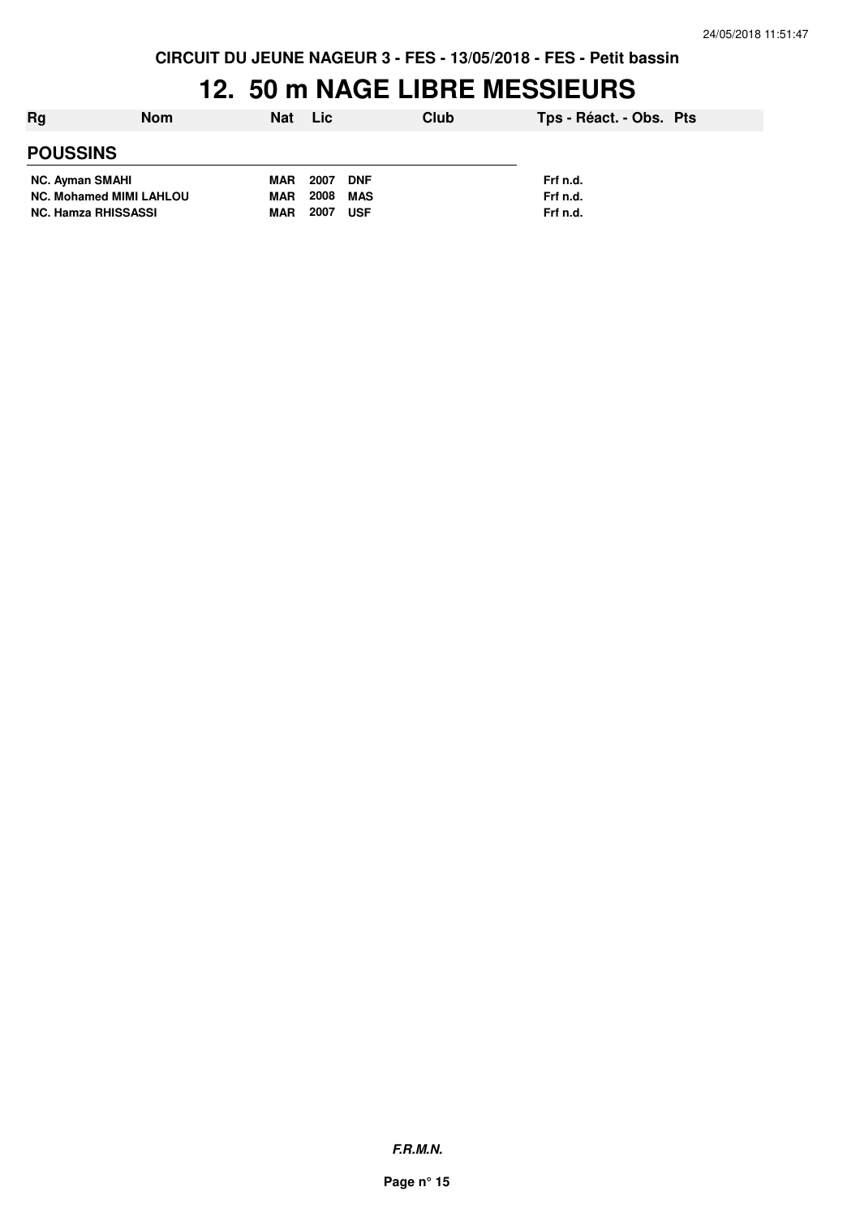CIRCUIT DU JEUNE NAGEUR 3 - FES - 13/05/2018 - FES - Petit bassin

# 12. 50 m NAGE LIBRE MESSIEURS

| Rg | Nom | Nat | Lic | Club | Tps - Réact. - Obs. | Pts |
|---|---|---|---|---|---|---|
| **POUSSINS** | | | | | | |
| NC. | Ayman SMAHI | MAR | 2007 | DNF | Frf n.d. | |
| NC. | Mohamed MIMI LAHLOU | MAR | 2008 | MAS | Frf n.d. | |
| NC. | Hamza RHISSASSI | MAR | 2007 | USF | Frf n.d. | |

***F.R.M.N.***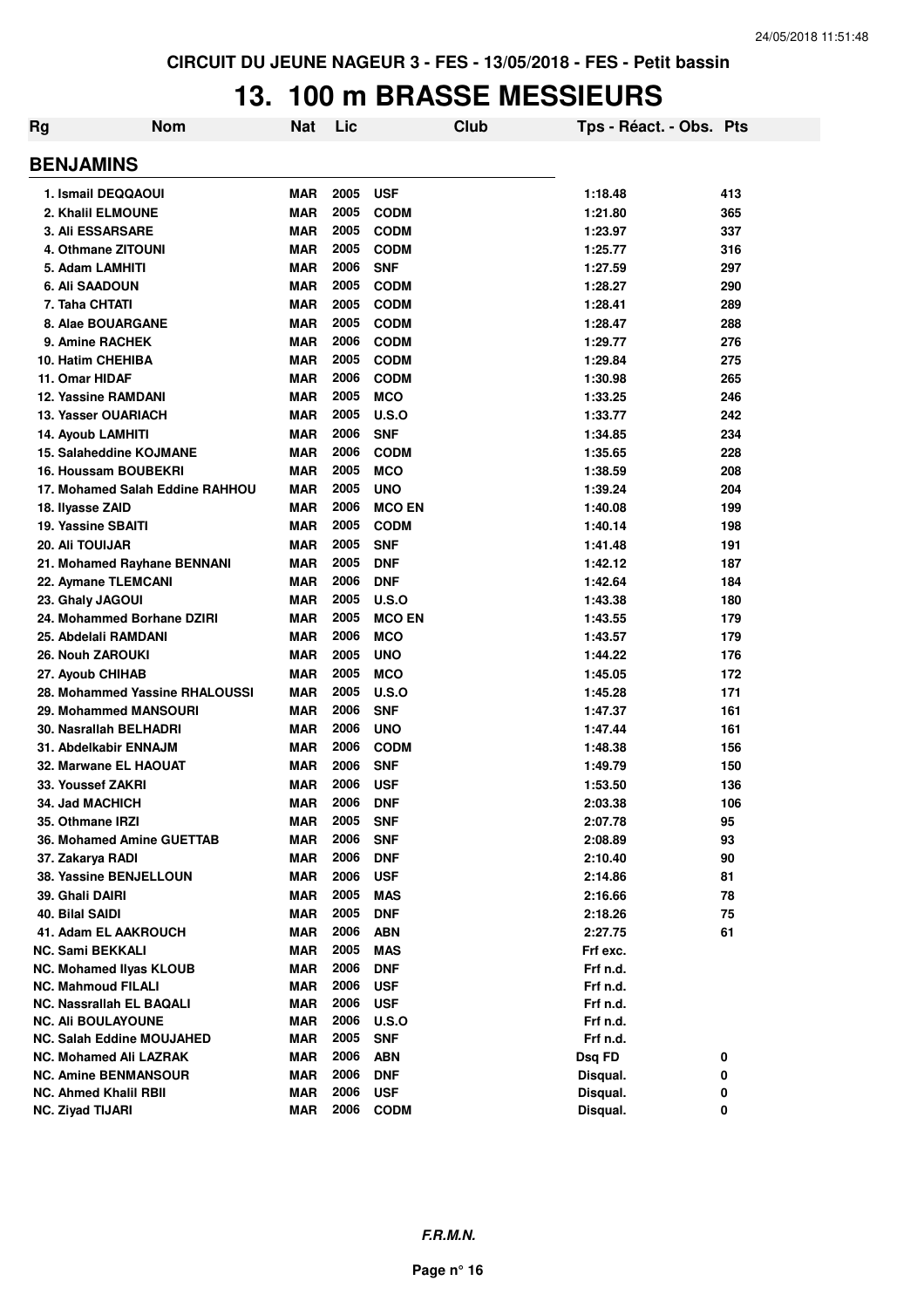CIRCUIT DU JEUNE NAGEUR 3 - FES - 13/05/2018 - FES - Petit bassin

# 13. 100 m BRASSE MESSIEURS

| Rg | Nom | Nat | Lic | Club | Tps - Réact. - Obs. | Pts |
|---|---|---|---|---|---|---|

## BENJAMINS

| Rg | Nom | Nat | Lic | Club | Tps - Réact. - Obs. | Pts |
|---|---|---|---|---|---|---|
| 1. | Ismail DEQQAOUI | MAR | 2005 | USF | 1:18.48 | 413 |
| 2. | Khalil ELMOUNE | MAR | 2005 | CODM | 1:21.80 | 365 |
| 3. | Ali ESSARSARE | MAR | 2005 | CODM | 1:23.97 | 337 |
| 4. | Othmane ZITOUNI | MAR | 2005 | CODM | 1:25.77 | 316 |
| 5. | Adam LAMHITI | MAR | 2006 | SNF | 1:27.59 | 297 |
| 6. | Ali SAADOUN | MAR | 2005 | CODM | 1:28.27 | 290 |
| 7. | Taha CHTATI | MAR | 2005 | CODM | 1:28.41 | 289 |
| 8. | Alae BOUARGANE | MAR | 2005 | CODM | 1:28.47 | 288 |
| 9. | Amine RACHEK | MAR | 2006 | CODM | 1:29.77 | 276 |
| 10. | Hatim CHEHIBA | MAR | 2005 | CODM | 1:29.84 | 275 |
| 11. | Omar HIDAF | MAR | 2006 | CODM | 1:30.98 | 265 |
| 12. | Yassine RAMDANI | MAR | 2005 | MCO | 1:33.25 | 246 |
| 13. | Yasser OUARIACH | MAR | 2005 | U.S.O | 1:33.77 | 242 |
| 14. | Ayoub LAMHITI | MAR | 2006 | SNF | 1:34.85 | 234 |
| 15. | Salaheddine KOJMANE | MAR | 2006 | CODM | 1:35.65 | 228 |
| 16. | Houssam BOUBEKRI | MAR | 2005 | MCO | 1:38.59 | 208 |
| 17. | Mohamed Salah Eddine RAHHOU | MAR | 2005 | UNO | 1:39.24 | 204 |
| 18. | Ilyasse ZAID | MAR | 2006 | MCO EN | 1:40.08 | 199 |
| 19. | Yassine SBAITI | MAR | 2005 | CODM | 1:40.14 | 198 |
| 20. | Ali TOUIJAR | MAR | 2005 | SNF | 1:41.48 | 191 |
| 21. | Mohamed Rayhane BENNANI | MAR | 2005 | DNF | 1:42.12 | 187 |
| 22. | Aymane TLEMCANI | MAR | 2006 | DNF | 1:42.64 | 184 |
| 23. | Ghaly JAGOUI | MAR | 2005 | U.S.O | 1:43.38 | 180 |
| 24. | Mohammed Borhane DZIRI | MAR | 2005 | MCO EN | 1:43.55 | 179 |
| 25. | Abdelali RAMDANI | MAR | 2006 | MCO | 1:43.57 | 179 |
| 26. | Nouh ZAROUKI | MAR | 2005 | UNO | 1:44.22 | 176 |
| 27. | Ayoub CHIHAB | MAR | 2005 | MCO | 1:45.05 | 172 |
| 28. | Mohammed Yassine RHALOUSSI | MAR | 2005 | U.S.O | 1:45.28 | 171 |
| 29. | Mohammed MANSOURI | MAR | 2006 | SNF | 1:47.37 | 161 |
| 30. | Nasrallah BELHADRI | MAR | 2006 | UNO | 1:47.44 | 161 |
| 31. | Abdelkabir ENNAJM | MAR | 2006 | CODM | 1:48.38 | 156 |
| 32. | Marwane EL HAOUAT | MAR | 2006 | SNF | 1:49.79 | 150 |
| 33. | Youssef ZAKRI | MAR | 2006 | USF | 1:53.50 | 136 |
| 34. | Jad MACHICH | MAR | 2006 | DNF | 2:03.38 | 106 |
| 35. | Othmane IRZI | MAR | 2005 | SNF | 2:07.78 | 95 |
| 36. | Mohamed Amine GUETTAB | MAR | 2006 | SNF | 2:08.89 | 93 |
| 37. | Zakarya RADI | MAR | 2006 | DNF | 2:10.40 | 90 |
| 38. | Yassine BENJELLOUN | MAR | 2006 | USF | 2:14.86 | 81 |
| 39. | Ghali DAIRI | MAR | 2005 | MAS | 2:16.66 | 78 |
| 40. | Bilal SAIDI | MAR | 2005 | DNF | 2:18.26 | 75 |
| 41. | Adam EL AAKROUCH | MAR | 2006 | ABN | 2:27.75 | 61 |
| NC. | Sami BEKKALI | MAR | 2005 | MAS | Frf exc. | |
| NC. | Mohamed Ilyas KLOUB | MAR | 2006 | DNF | Frf n.d. | |
| NC. | Mahmoud FILALI | MAR | 2006 | USF | Frf n.d. | |
| NC. | Nassrallah EL BAQALI | MAR | 2006 | USF | Frf n.d. | |
| NC. | Ali BOULAYOUNE | MAR | 2006 | U.S.O | Frf n.d. | |
| NC. | Salah Eddine MOUJAHED | MAR | 2005 | SNF | Frf n.d. | |
| NC. | Mohamed Ali LAZRAK | MAR | 2006 | ABN | Dsq FD | 0 |
| NC. | Amine BENMANSOUR | MAR | 2006 | DNF | Disqual. | 0 |
| NC. | Ahmed Khalil RBII | MAR | 2006 | USF | Disqual. | 0 |
| NC. | Ziyad TIJARI | MAR | 2006 | CODM | Disqual. | 0 |

*F.R.M.N.*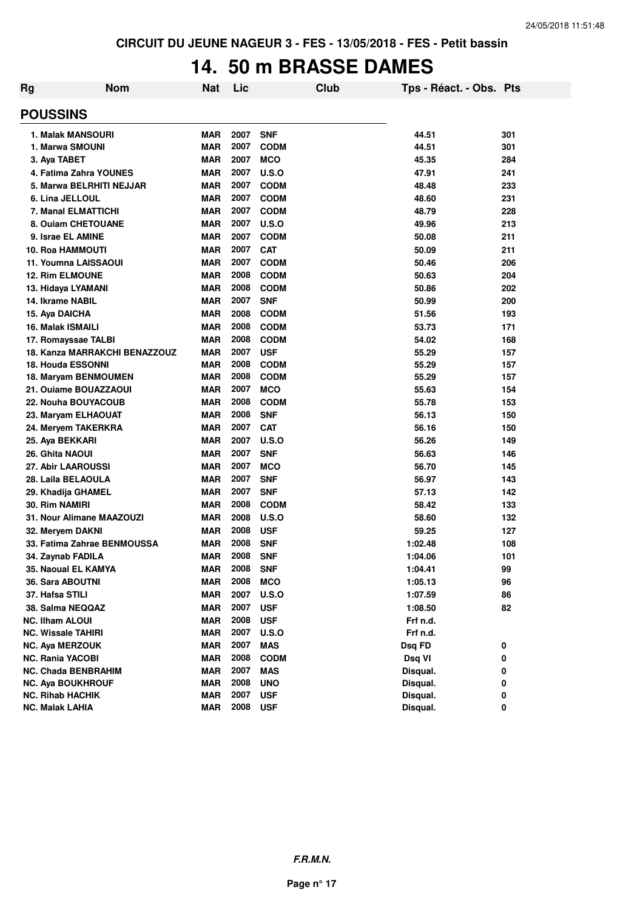CIRCUIT DU JEUNE NAGEUR 3 - FES - 13/05/2018 - FES - Petit bassin

# 14. 50 m BRASSE DAMES

| Rg | Nom | Nat | Lic | Club | Tps - Réact. - Obs. | Pts |
|---|---|---|---|---|---|---|
| **POUSSINS** | | | | | | |
| 1. | Malak MANSOURI | MAR | 2007 | SNF | 44.51 | 301 |
| 1. | Marwa SMOUNI | MAR | 2007 | CODM | 44.51 | 301 |
| 3. | Aya TABET | MAR | 2007 | MCO | 45.35 | 284 |
| 4. | Fatima Zahra YOUNES | MAR | 2007 | U.S.O | 47.91 | 241 |
| 5. | Marwa BELRHITI NEJJAR | MAR | 2007 | CODM | 48.48 | 233 |
| 6. | Lina JELLOUL | MAR | 2007 | CODM | 48.60 | 231 |
| 7. | Manal ELMATTICHI | MAR | 2007 | CODM | 48.79 | 228 |
| 8. | Ouiam CHETOUANE | MAR | 2007 | U.S.O | 49.96 | 213 |
| 9. | Israe EL AMINE | MAR | 2007 | CODM | 50.08 | 211 |
| 10. | Roa HAMMOUTI | MAR | 2007 | CAT | 50.09 | 211 |
| 11. | Youmna LAISSAOUI | MAR | 2007 | CODM | 50.46 | 206 |
| 12. | Rim ELMOUNE | MAR | 2008 | CODM | 50.63 | 204 |
| 13. | Hidaya LYAMANI | MAR | 2008 | CODM | 50.86 | 202 |
| 14. | Ikrame NABIL | MAR | 2007 | SNF | 50.99 | 200 |
| 15. | Aya DAICHA | MAR | 2008 | CODM | 51.56 | 193 |
| 16. | Malak ISMAILI | MAR | 2008 | CODM | 53.73 | 171 |
| 17. | Romayssae TALBI | MAR | 2008 | CODM | 54.02 | 168 |
| 18. | Kanza MARRAKCHI BENAZZOUZ | MAR | 2007 | USF | 55.29 | 157 |
| 18. | Houda ESSONNI | MAR | 2008 | CODM | 55.29 | 157 |
| 18. | Maryam BENMOUMEN | MAR | 2008 | CODM | 55.29 | 157 |
| 21. | Ouiame BOUAZZAOUI | MAR | 2007 | MCO | 55.63 | 154 |
| 22. | Nouha BOUYACOUB | MAR | 2008 | CODM | 55.78 | 153 |
| 23. | Maryam ELHAOUAT | MAR | 2008 | SNF | 56.13 | 150 |
| 24. | Meryem TAKERKRA | MAR | 2007 | CAT | 56.16 | 150 |
| 25. | Aya BEKKARI | MAR | 2007 | U.S.O | 56.26 | 149 |
| 26. | Ghita NAOUI | MAR | 2007 | SNF | 56.63 | 146 |
| 27. | Abir LAAROUSSI | MAR | 2007 | MCO | 56.70 | 145 |
| 28. | Laila BELAOULA | MAR | 2007 | SNF | 56.97 | 143 |
| 29. | Khadija GHAMEL | MAR | 2007 | SNF | 57.13 | 142 |
| 30. | Rim NAMIRI | MAR | 2008 | CODM | 58.42 | 133 |
| 31. | Nour Alimane MAAZOUZI | MAR | 2008 | U.S.O | 58.60 | 132 |
| 32. | Meryem DAKNI | MAR | 2008 | USF | 59.25 | 127 |
| 33. | Fatima Zahrae BENMOUSSA | MAR | 2008 | SNF | 1:02.48 | 108 |
| 34. | Zaynab FADILA | MAR | 2008 | SNF | 1:04.06 | 101 |
| 35. | Naoual EL KAMYA | MAR | 2008 | SNF | 1:04.41 | 99 |
| 36. | Sara ABOUTNI | MAR | 2008 | MCO | 1:05.13 | 96 |
| 37. | Hafsa STILI | MAR | 2007 | U.S.O | 1:07.59 | 86 |
| 38. | Salma NEQQAZ | MAR | 2007 | USF | 1:08.50 | 82 |
| NC. | Ilham ALOUI | MAR | 2008 | USF | Frf n.d. | |
| NC. | Wissale TAHIRI | MAR | 2007 | U.S.O | Frf n.d. | |
| NC. | Aya MERZOUK | MAR | 2007 | MAS | Dsq FD | 0 |
| NC. | Rania YACOBI | MAR | 2008 | CODM | Dsq VI | 0 |
| NC. | Chada BENBRAHIM | MAR | 2007 | MAS | Disqual. | 0 |
| NC. | Aya BOUKHROUF | MAR | 2008 | UNO | Disqual. | 0 |
| NC. | Rihab HACHIK | MAR | 2007 | USF | Disqual. | 0 |
| NC. | Malak LAHIA | MAR | 2008 | USF | Disqual. | 0 |

*F.R.M.N.*